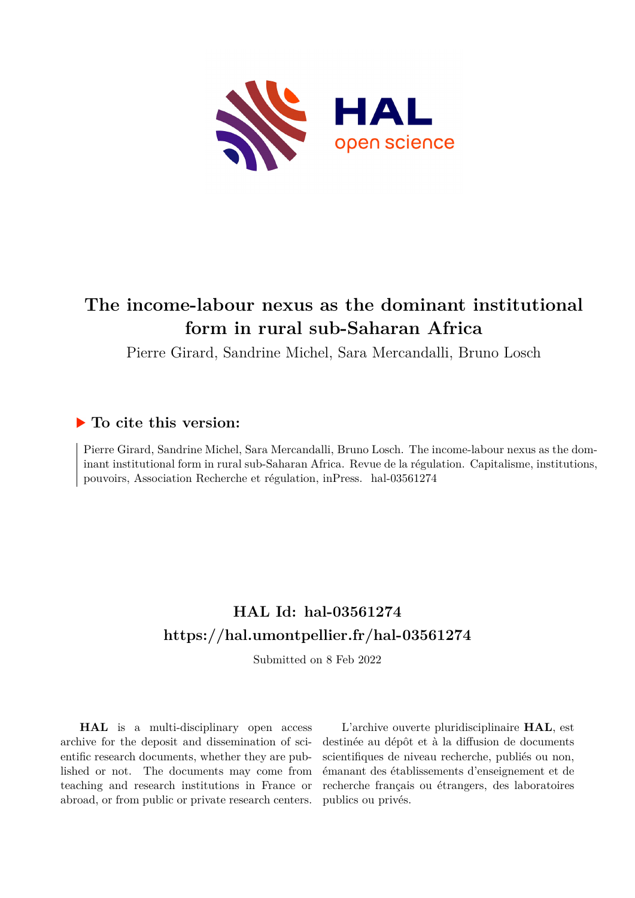# The income-labour nexus as the dominant institutional form in rural sub-Saharan Africa

Pierre Girard, Sandrine Michel, Sara Mercandalli, Bruno Losch

## ▶ To cite this version:

Pierre Girard, Sandrine Michel, Sara Mercandalli, Bruno Losch. The income-labour nexus as the dominant institutional form in rural sub-Saharan Africa. Revue de la régulation. Capitalisme, institutions, pouvoirs, Association Recherche et régulation, inPress. hal-03561274

## HAL Id: hal-03561274
## https://hal.umontpellier.fr/hal-03561274

Submitted on 8 Feb 2022

**HAL** is a multi-disciplinary open access archive for the deposit and dissemination of scientific research documents, whether they are published or not. The documents may come from teaching and research institutions in France or abroad, or from public or private research centers.

L'archive ouverte pluridisciplinaire **HAL**, est destinée au dépôt et à la diffusion de documents scientifiques de niveau recherche, publiés ou non, émanant des établissements d'enseignement et de recherche français ou étrangers, des laboratoires publics ou privés.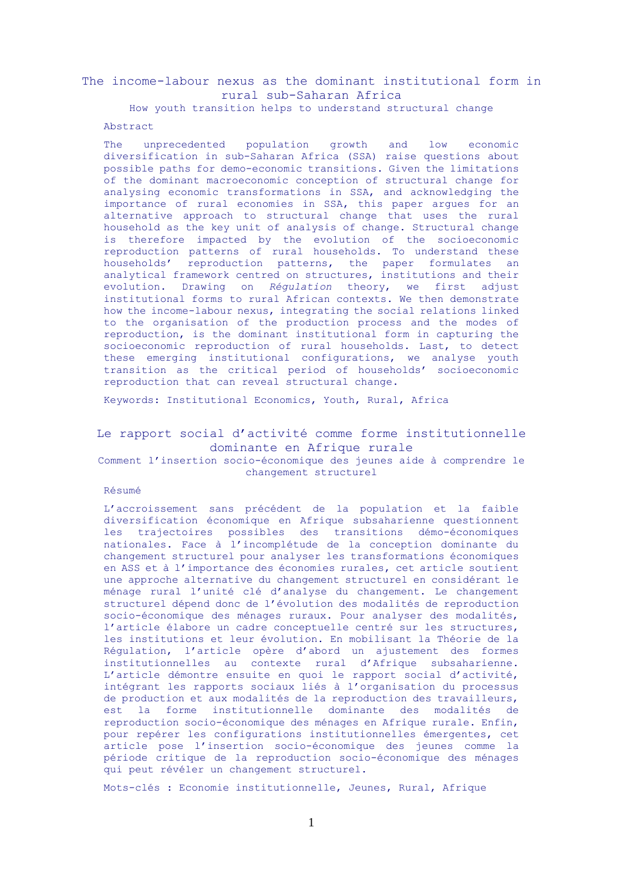# The income-labour nexus as the dominant institutional form in rural sub-Saharan Africa

## How youth transition helps to understand structural change

### Abstract

The unprecedented population growth and low economic diversification in sub-Saharan Africa (SSA) raise questions about possible paths for demo-economic transitions. Given the limitations of the dominant macroeconomic conception of structural change for analysing economic transformations in SSA, and acknowledging the importance of rural economies in SSA, this paper argues for an alternative approach to structural change that uses the rural household as the key unit of analysis of change. Structural change is therefore impacted by the evolution of the socioeconomic reproduction patterns of rural households. To understand these households' reproduction patterns, the paper formulates an analytical framework centred on structures, institutions and their evolution. Drawing on *Régulation* theory, we first adjust institutional forms to rural African contexts. We then demonstrate how the income-labour nexus, integrating the social relations linked to the organisation of the production process and the modes of reproduction, is the dominant institutional form in capturing the socioeconomic reproduction of rural households. Last, to detect these emerging institutional configurations, we analyse youth transition as the critical period of households' socioeconomic reproduction that can reveal structural change.

Keywords: Institutional Economics, Youth, Rural, Africa

# Le rapport social d'activité comme forme institutionnelle dominante en Afrique rurale

## Comment l'insertion socio-économique des jeunes aide à comprendre le changement structurel

### Résumé

L'accroissement sans précédent de la population et la faible diversification économique en Afrique subsaharienne questionnent les trajectoires possibles des transitions démo-économiques nationales. Face à l'incomplétude de la conception dominante du changement structurel pour analyser les transformations économiques en ASS et à l'importance des économies rurales, cet article soutient une approche alternative du changement structurel en considérant le ménage rural l'unité clé d'analyse du changement. Le changement structurel dépend donc de l'évolution des modalités de reproduction socio-économique des ménages ruraux. Pour analyser des modalités, l'article élabore un cadre conceptuelle centré sur les structures, les institutions et leur évolution. En mobilisant la Théorie de la Régulation, l'article opère d'abord un ajustement des formes institutionnelles au contexte rural d'Afrique subsaharienne. L'article démontre ensuite en quoi le rapport social d'activité, intégrant les rapports sociaux liés à l'organisation du processus de production et aux modalités de la reproduction des travailleurs, est la forme institutionnelle dominante des modalités de reproduction socio-économique des ménages en Afrique rurale. Enfin, pour repérer les configurations institutionnelles émergentes, cet article pose l'insertion socio-économique des jeunes comme la période critique de la reproduction socio-économique des ménages qui peut révéler un changement structurel.

Mots-clés : Economie institutionnelle, Jeunes, Rural, Afrique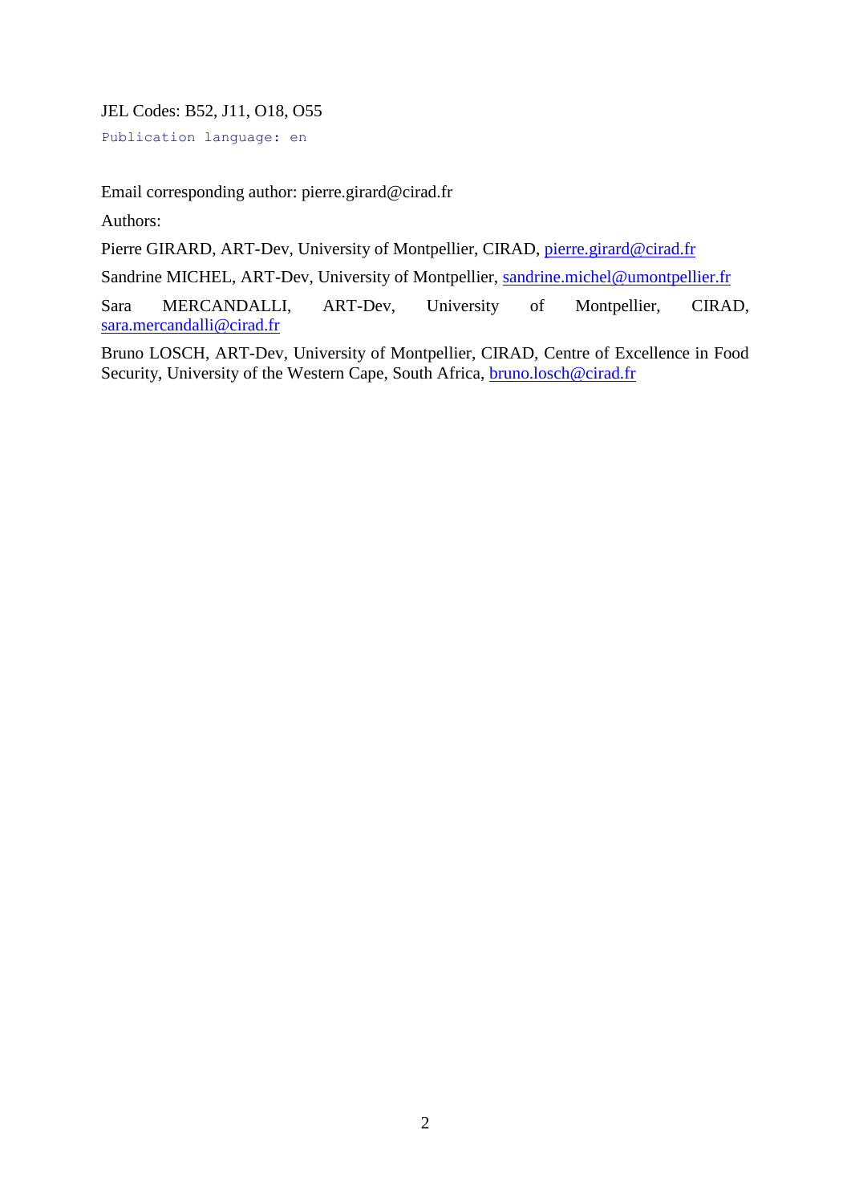JEL Codes: B52, J11, O18, O55

Publication language: en

Email corresponding author: pierre.girard@cirad.fr

Authors:

Pierre GIRARD, ART-Dev, University of Montpellier, CIRAD, pierre.girard@cirad.fr

Sandrine MICHEL, ART-Dev, University of Montpellier, sandrine.michel@umontpellier.fr

Sara MERCANDALLI, ART-Dev, University of Montpellier, CIRAD, sara.mercandalli@cirad.fr

Bruno LOSCH, ART-Dev, University of Montpellier, CIRAD, Centre of Excellence in Food Security, University of the Western Cape, South Africa, bruno.losch@cirad.fr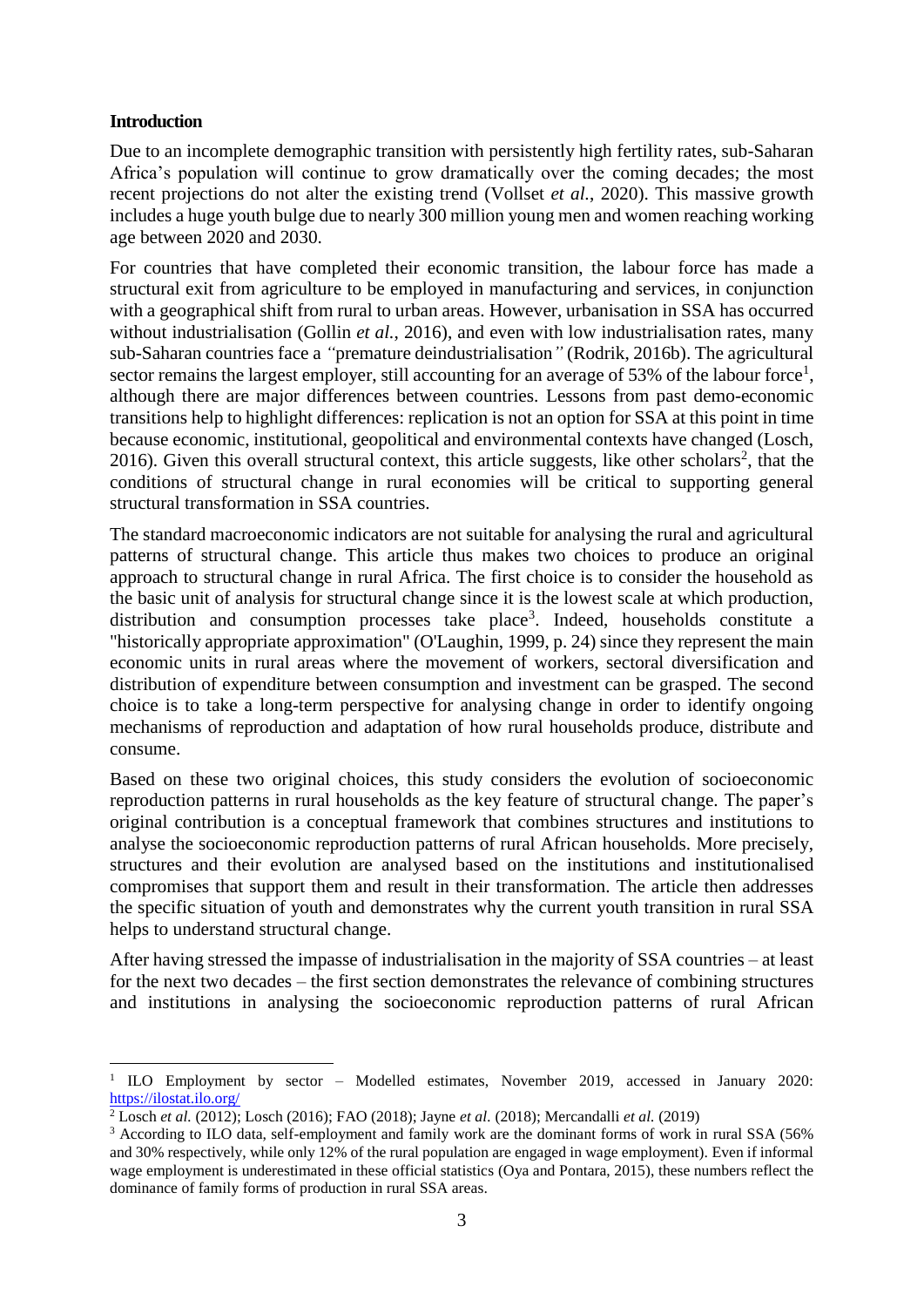**Introduction**

Due to an incomplete demographic transition with persistently high fertility rates, sub-Saharan Africa's population will continue to grow dramatically over the coming decades; the most recent projections do not alter the existing trend (Vollset *et al.*, 2020). This massive growth includes a huge youth bulge due to nearly 300 million young men and women reaching working age between 2020 and 2030.

For countries that have completed their economic transition, the labour force has made a structural exit from agriculture to be employed in manufacturing and services, in conjunction with a geographical shift from rural to urban areas. However, urbanisation in SSA has occurred without industrialisation (Gollin *et al.*, 2016), and even with low industrialisation rates, many sub-Saharan countries face a *"*premature deindustrialisation*"* (Rodrik, 2016b). The agricultural sector remains the largest employer, still accounting for an average of 53% of the labour force[1], although there are major differences between countries. Lessons from past demo-economic transitions help to highlight differences: replication is not an option for SSA at this point in time because economic, institutional, geopolitical and environmental contexts have changed (Losch, 2016). Given this overall structural context, this article suggests, like other scholars[2], that the conditions of structural change in rural economies will be critical to supporting general structural transformation in SSA countries.

The standard macroeconomic indicators are not suitable for analysing the rural and agricultural patterns of structural change. This article thus makes two choices to produce an original approach to structural change in rural Africa. The first choice is to consider the household as the basic unit of analysis for structural change since it is the lowest scale at which production, distribution and consumption processes take place[3]. Indeed, households constitute a "historically appropriate approximation" (O'Laughin, 1999, p. 24) since they represent the main economic units in rural areas where the movement of workers, sectoral diversification and distribution of expenditure between consumption and investment can be grasped. The second choice is to take a long-term perspective for analysing change in order to identify ongoing mechanisms of reproduction and adaptation of how rural households produce, distribute and consume.

Based on these two original choices, this study considers the evolution of socioeconomic reproduction patterns in rural households as the key feature of structural change. The paper's original contribution is a conceptual framework that combines structures and institutions to analyse the socioeconomic reproduction patterns of rural African households. More precisely, structures and their evolution are analysed based on the institutions and institutionalised compromises that support them and result in their transformation. The article then addresses the specific situation of youth and demonstrates why the current youth transition in rural SSA helps to understand structural change.

After having stressed the impasse of industrialisation in the majority of SSA countries – at least for the next two decades – the first section demonstrates the relevance of combining structures and institutions in analysing the socioeconomic reproduction patterns of rural African

---

[1] ILO Employment by sector – Modelled estimates, November 2019, accessed in January 2020: https://ilostat.ilo.org/

[2] Losch *et al.* (2012); Losch (2016); FAO (2018); Jayne *et al.* (2018); Mercandalli *et al.* (2019)

[3] According to ILO data, self-employment and family work are the dominant forms of work in rural SSA (56% and 30% respectively, while only 12% of the rural population are engaged in wage employment). Even if informal wage employment is underestimated in these official statistics (Oya and Pontara, 2015), these numbers reflect the dominance of family forms of production in rural SSA areas.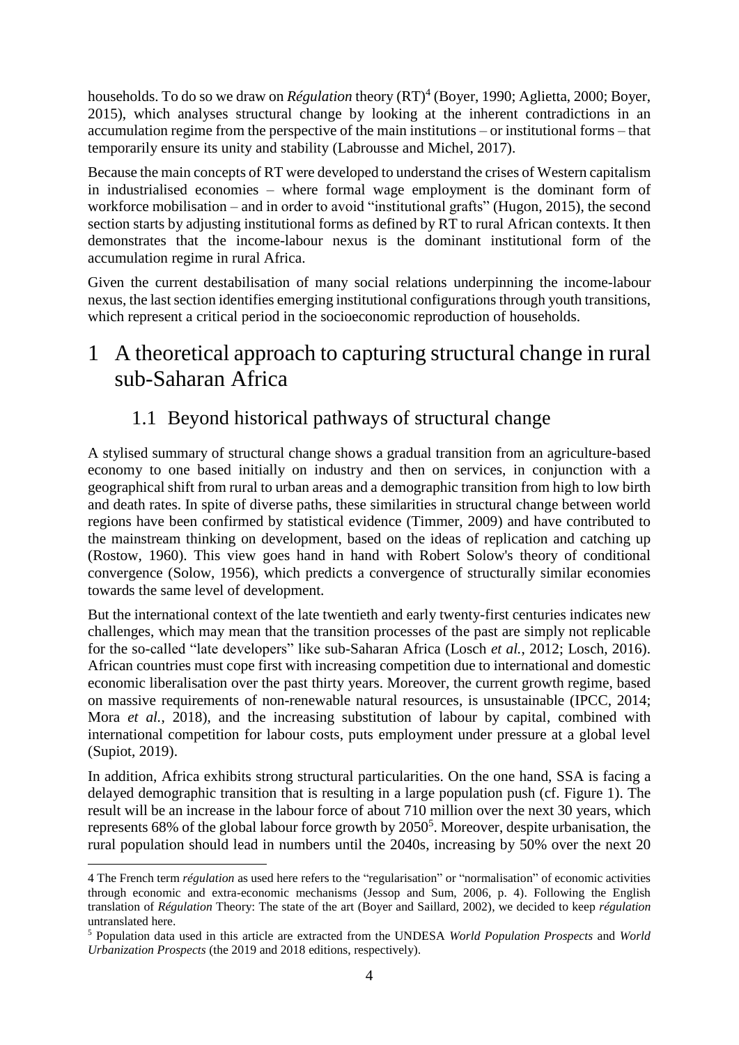households. To do so we draw on *Régulation* theory (RT)[4] (Boyer, 1990; Aglietta, 2000; Boyer, 2015), which analyses structural change by looking at the inherent contradictions in an accumulation regime from the perspective of the main institutions – or institutional forms – that temporarily ensure its unity and stability (Labrousse and Michel, 2017).

Because the main concepts of RT were developed to understand the crises of Western capitalism in industrialised economies – where formal wage employment is the dominant form of workforce mobilisation – and in order to avoid "institutional grafts" (Hugon, 2015), the second section starts by adjusting institutional forms as defined by RT to rural African contexts. It then demonstrates that the income-labour nexus is the dominant institutional form of the accumulation regime in rural Africa.

Given the current destabilisation of many social relations underpinning the income-labour nexus, the last section identifies emerging institutional configurations through youth transitions, which represent a critical period in the socioeconomic reproduction of households.

# 1 A theoretical approach to capturing structural change in rural sub-Saharan Africa

## 1.1 Beyond historical pathways of structural change

A stylised summary of structural change shows a gradual transition from an agriculture-based economy to one based initially on industry and then on services, in conjunction with a geographical shift from rural to urban areas and a demographic transition from high to low birth and death rates. In spite of diverse paths, these similarities in structural change between world regions have been confirmed by statistical evidence (Timmer, 2009) and have contributed to the mainstream thinking on development, based on the ideas of replication and catching up (Rostow, 1960). This view goes hand in hand with Robert Solow's theory of conditional convergence (Solow, 1956), which predicts a convergence of structurally similar economies towards the same level of development.

But the international context of the late twentieth and early twenty-first centuries indicates new challenges, which may mean that the transition processes of the past are simply not replicable for the so-called "late developers" like sub-Saharan Africa (Losch *et al.*, 2012; Losch, 2016). African countries must cope first with increasing competition due to international and domestic economic liberalisation over the past thirty years. Moreover, the current growth regime, based on massive requirements of non-renewable natural resources, is unsustainable (IPCC, 2014; Mora *et al.*, 2018), and the increasing substitution of labour by capital, combined with international competition for labour costs, puts employment under pressure at a global level (Supiot, 2019).

In addition, Africa exhibits strong structural particularities. On the one hand, SSA is facing a delayed demographic transition that is resulting in a large population push (cf. Figure 1). The result will be an increase in the labour force of about 710 million over the next 30 years, which represents 68% of the global labour force growth by 2050[5]. Moreover, despite urbanisation, the rural population should lead in numbers until the 2040s, increasing by 50% over the next 20

---

4 The French term *régulation* as used here refers to the "regularisation" or "normalisation" of economic activities through economic and extra-economic mechanisms (Jessop and Sum, 2006, p. 4). Following the English translation of *Régulation* Theory: The state of the art (Boyer and Saillard, 2002), we decided to keep *régulation* untranslated here.

5 Population data used in this article are extracted from the UNDESA *World Population Prospects* and *World Urbanization Prospects* (the 2019 and 2018 editions, respectively).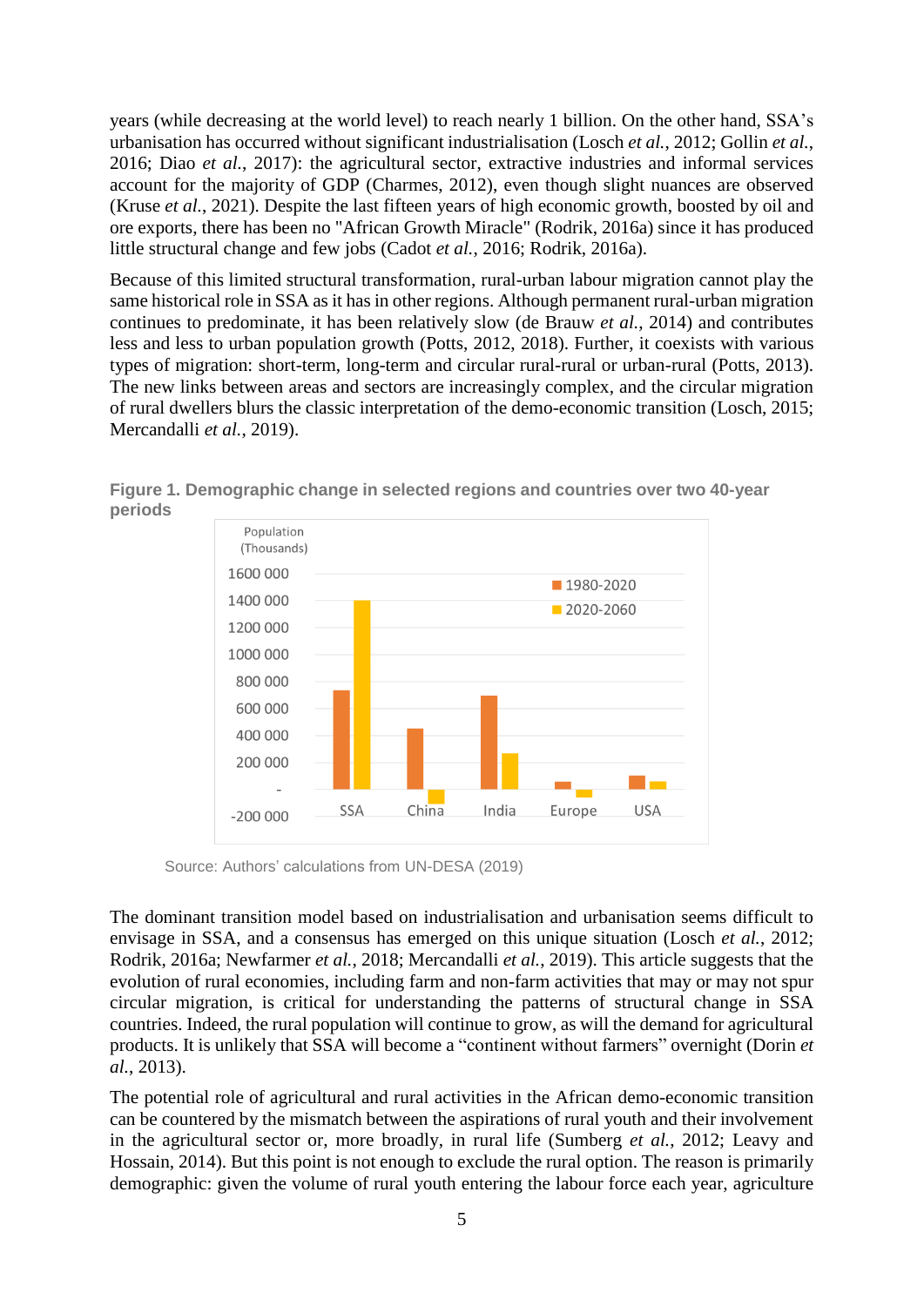years (while decreasing at the world level) to reach nearly 1 billion. On the other hand, SSA's urbanisation has occurred without significant industrialisation (Losch *et al.*, 2012; Gollin *et al.*, 2016; Diao *et al.*, 2017): the agricultural sector, extractive industries and informal services account for the majority of GDP (Charmes, 2012), even though slight nuances are observed (Kruse *et al.*, 2021). Despite the last fifteen years of high economic growth, boosted by oil and ore exports, there has been no "African Growth Miracle" (Rodrik, 2016a) since it has produced little structural change and few jobs (Cadot *et al.*, 2016; Rodrik, 2016a).

Because of this limited structural transformation, rural-urban labour migration cannot play the same historical role in SSA as it has in other regions. Although permanent rural-urban migration continues to predominate, it has been relatively slow (de Brauw *et al.*, 2014) and contributes less and less to urban population growth (Potts, 2012, 2018). Further, it coexists with various types of migration: short-term, long-term and circular rural-rural or urban-rural (Potts, 2013). The new links between areas and sectors are increasingly complex, and the circular migration of rural dwellers blurs the classic interpretation of the demo-economic transition (Losch, 2015; Mercandalli *et al.*, 2019).

**Figure 1. Demographic change in selected regions and countries over two 40-year periods**

Source: Authors' calculations from UN-DESA (2019)

The dominant transition model based on industrialisation and urbanisation seems difficult to envisage in SSA, and a consensus has emerged on this unique situation (Losch *et al.*, 2012; Rodrik, 2016a; Newfarmer *et al.*, 2018; Mercandalli *et al.*, 2019). This article suggests that the evolution of rural economies, including farm and non-farm activities that may or may not spur circular migration, is critical for understanding the patterns of structural change in SSA countries. Indeed, the rural population will continue to grow, as will the demand for agricultural products. It is unlikely that SSA will become a "continent without farmers" overnight (Dorin *et al.*, 2013).

The potential role of agricultural and rural activities in the African demo-economic transition can be countered by the mismatch between the aspirations of rural youth and their involvement in the agricultural sector or, more broadly, in rural life (Sumberg *et al.*, 2012; Leavy and Hossain, 2014). But this point is not enough to exclude the rural option. The reason is primarily demographic: given the volume of rural youth entering the labour force each year, agriculture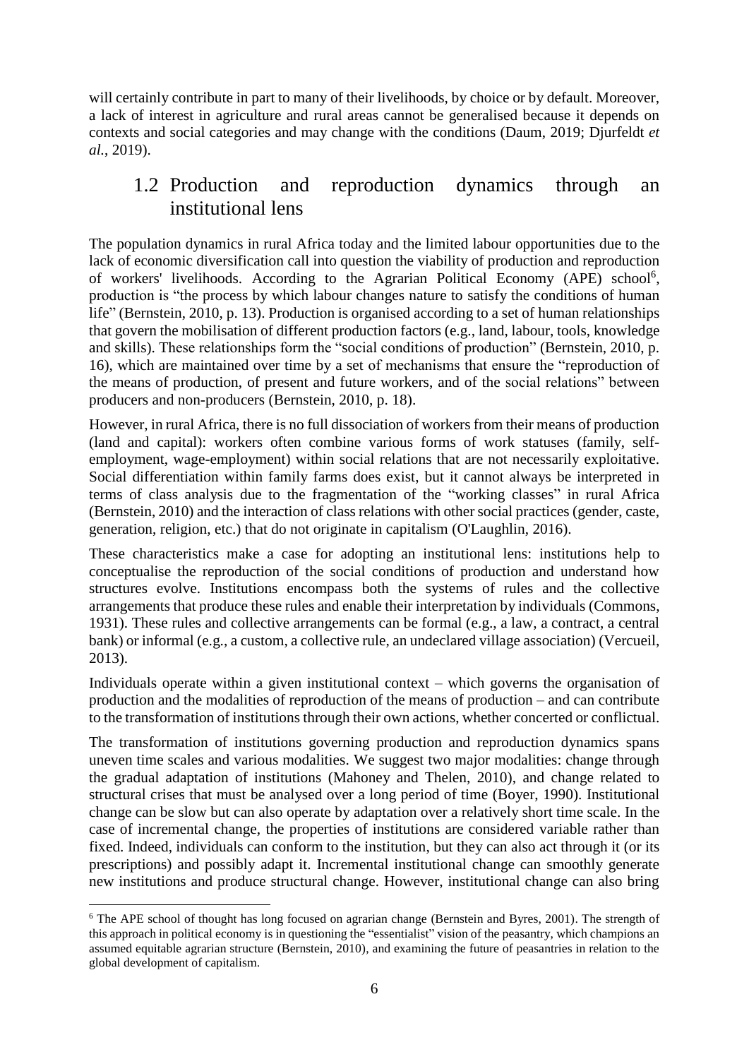will certainly contribute in part to many of their livelihoods, by choice or by default. Moreover, a lack of interest in agriculture and rural areas cannot be generalised because it depends on contexts and social categories and may change with the conditions (Daum, 2019; Djurfeldt *et al.*, 2019).

## 1.2 Production and reproduction dynamics through an institutional lens

The population dynamics in rural Africa today and the limited labour opportunities due to the lack of economic diversification call into question the viability of production and reproduction of workers' livelihoods. According to the Agrarian Political Economy (APE) school[6], production is "the process by which labour changes nature to satisfy the conditions of human life" (Bernstein, 2010, p. 13). Production is organised according to a set of human relationships that govern the mobilisation of different production factors (e.g., land, labour, tools, knowledge and skills). These relationships form the "social conditions of production" (Bernstein, 2010, p. 16), which are maintained over time by a set of mechanisms that ensure the "reproduction of the means of production, of present and future workers, and of the social relations" between producers and non-producers (Bernstein, 2010, p. 18).

However, in rural Africa, there is no full dissociation of workers from their means of production (land and capital): workers often combine various forms of work statuses (family, self-employment, wage-employment) within social relations that are not necessarily exploitative. Social differentiation within family farms does exist, but it cannot always be interpreted in terms of class analysis due to the fragmentation of the "working classes" in rural Africa (Bernstein, 2010) and the interaction of class relations with other social practices (gender, caste, generation, religion, etc.) that do not originate in capitalism (O'Laughlin, 2016).

These characteristics make a case for adopting an institutional lens: institutions help to conceptualise the reproduction of the social conditions of production and understand how structures evolve. Institutions encompass both the systems of rules and the collective arrangements that produce these rules and enable their interpretation by individuals (Commons, 1931). These rules and collective arrangements can be formal (e.g., a law, a contract, a central bank) or informal (e.g., a custom, a collective rule, an undeclared village association) (Vercueil, 2013).

Individuals operate within a given institutional context – which governs the organisation of production and the modalities of reproduction of the means of production – and can contribute to the transformation of institutions through their own actions, whether concerted or conflictual.

The transformation of institutions governing production and reproduction dynamics spans uneven time scales and various modalities. We suggest two major modalities: change through the gradual adaptation of institutions (Mahoney and Thelen, 2010), and change related to structural crises that must be analysed over a long period of time (Boyer, 1990). Institutional change can be slow but can also operate by adaptation over a relatively short time scale. In the case of incremental change, the properties of institutions are considered variable rather than fixed. Indeed, individuals can conform to the institution, but they can also act through it (or its prescriptions) and possibly adapt it. Incremental institutional change can smoothly generate new institutions and produce structural change. However, institutional change can also bring

[6] The APE school of thought has long focused on agrarian change (Bernstein and Byres, 2001). The strength of this approach in political economy is in questioning the "essentialist" vision of the peasantry, which champions an assumed equitable agrarian structure (Bernstein, 2010), and examining the future of peasantries in relation to the global development of capitalism.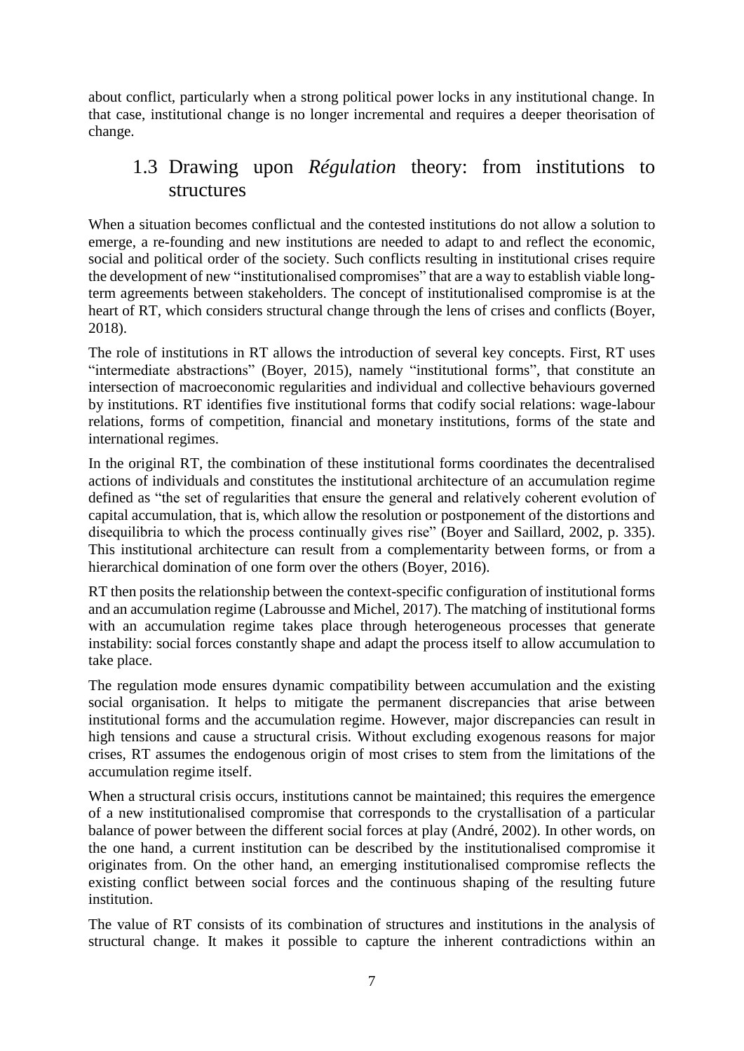about conflict, particularly when a strong political power locks in any institutional change. In that case, institutional change is no longer incremental and requires a deeper theorisation of change.

## 1.3 Drawing upon *Régulation* theory: from institutions to structures

When a situation becomes conflictual and the contested institutions do not allow a solution to emerge, a re-founding and new institutions are needed to adapt to and reflect the economic, social and political order of the society. Such conflicts resulting in institutional crises require the development of new "institutionalised compromises" that are a way to establish viable long-term agreements between stakeholders. The concept of institutionalised compromise is at the heart of RT, which considers structural change through the lens of crises and conflicts (Boyer, 2018).

The role of institutions in RT allows the introduction of several key concepts. First, RT uses "intermediate abstractions" (Boyer, 2015), namely "institutional forms", that constitute an intersection of macroeconomic regularities and individual and collective behaviours governed by institutions. RT identifies five institutional forms that codify social relations: wage-labour relations, forms of competition, financial and monetary institutions, forms of the state and international regimes.

In the original RT, the combination of these institutional forms coordinates the decentralised actions of individuals and constitutes the institutional architecture of an accumulation regime defined as "the set of regularities that ensure the general and relatively coherent evolution of capital accumulation, that is, which allow the resolution or postponement of the distortions and disequilibria to which the process continually gives rise" (Boyer and Saillard, 2002, p. 335). This institutional architecture can result from a complementarity between forms, or from a hierarchical domination of one form over the others (Boyer, 2016).

RT then posits the relationship between the context-specific configuration of institutional forms and an accumulation regime (Labrousse and Michel, 2017). The matching of institutional forms with an accumulation regime takes place through heterogeneous processes that generate instability: social forces constantly shape and adapt the process itself to allow accumulation to take place.

The regulation mode ensures dynamic compatibility between accumulation and the existing social organisation. It helps to mitigate the permanent discrepancies that arise between institutional forms and the accumulation regime. However, major discrepancies can result in high tensions and cause a structural crisis. Without excluding exogenous reasons for major crises, RT assumes the endogenous origin of most crises to stem from the limitations of the accumulation regime itself.

When a structural crisis occurs, institutions cannot be maintained; this requires the emergence of a new institutionalised compromise that corresponds to the crystallisation of a particular balance of power between the different social forces at play (André, 2002). In other words, on the one hand, a current institution can be described by the institutionalised compromise it originates from. On the other hand, an emerging institutionalised compromise reflects the existing conflict between social forces and the continuous shaping of the resulting future institution.

The value of RT consists of its combination of structures and institutions in the analysis of structural change. It makes it possible to capture the inherent contradictions within an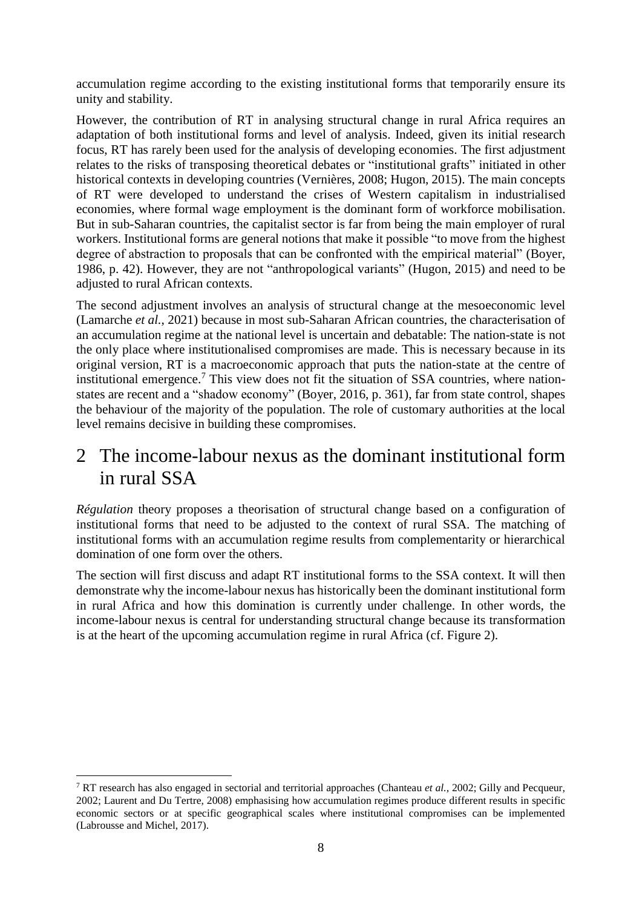accumulation regime according to the existing institutional forms that temporarily ensure its unity and stability.

However, the contribution of RT in analysing structural change in rural Africa requires an adaptation of both institutional forms and level of analysis. Indeed, given its initial research focus, RT has rarely been used for the analysis of developing economies. The first adjustment relates to the risks of transposing theoretical debates or "institutional grafts" initiated in other historical contexts in developing countries (Vernières, 2008; Hugon, 2015). The main concepts of RT were developed to understand the crises of Western capitalism in industrialised economies, where formal wage employment is the dominant form of workforce mobilisation. But in sub-Saharan countries, the capitalist sector is far from being the main employer of rural workers. Institutional forms are general notions that make it possible "to move from the highest degree of abstraction to proposals that can be confronted with the empirical material" (Boyer, 1986, p. 42). However, they are not "anthropological variants" (Hugon, 2015) and need to be adjusted to rural African contexts.

The second adjustment involves an analysis of structural change at the mesoeconomic level (Lamarche *et al.*, 2021) because in most sub-Saharan African countries, the characterisation of an accumulation regime at the national level is uncertain and debatable: The nation-state is not the only place where institutionalised compromises are made. This is necessary because in its original version, RT is a macroeconomic approach that puts the nation-state at the centre of institutional emergence.[7] This view does not fit the situation of SSA countries, where nation-states are recent and a "shadow economy" (Boyer, 2016, p. 361), far from state control, shapes the behaviour of the majority of the population. The role of customary authorities at the local level remains decisive in building these compromises.

# 2 The income-labour nexus as the dominant institutional form in rural SSA

*Régulation* theory proposes a theorisation of structural change based on a configuration of institutional forms that need to be adjusted to the context of rural SSA. The matching of institutional forms with an accumulation regime results from complementarity or hierarchical domination of one form over the others.

The section will first discuss and adapt RT institutional forms to the SSA context. It will then demonstrate why the income-labour nexus has historically been the dominant institutional form in rural Africa and how this domination is currently under challenge. In other words, the income-labour nexus is central for understanding structural change because its transformation is at the heart of the upcoming accumulation regime in rural Africa (cf. Figure 2).

[7] RT research has also engaged in sectorial and territorial approaches (Chanteau *et al.*, 2002; Gilly and Pecqueur, 2002; Laurent and Du Tertre, 2008) emphasising how accumulation regimes produce different results in specific economic sectors or at specific geographical scales where institutional compromises can be implemented (Labrousse and Michel, 2017).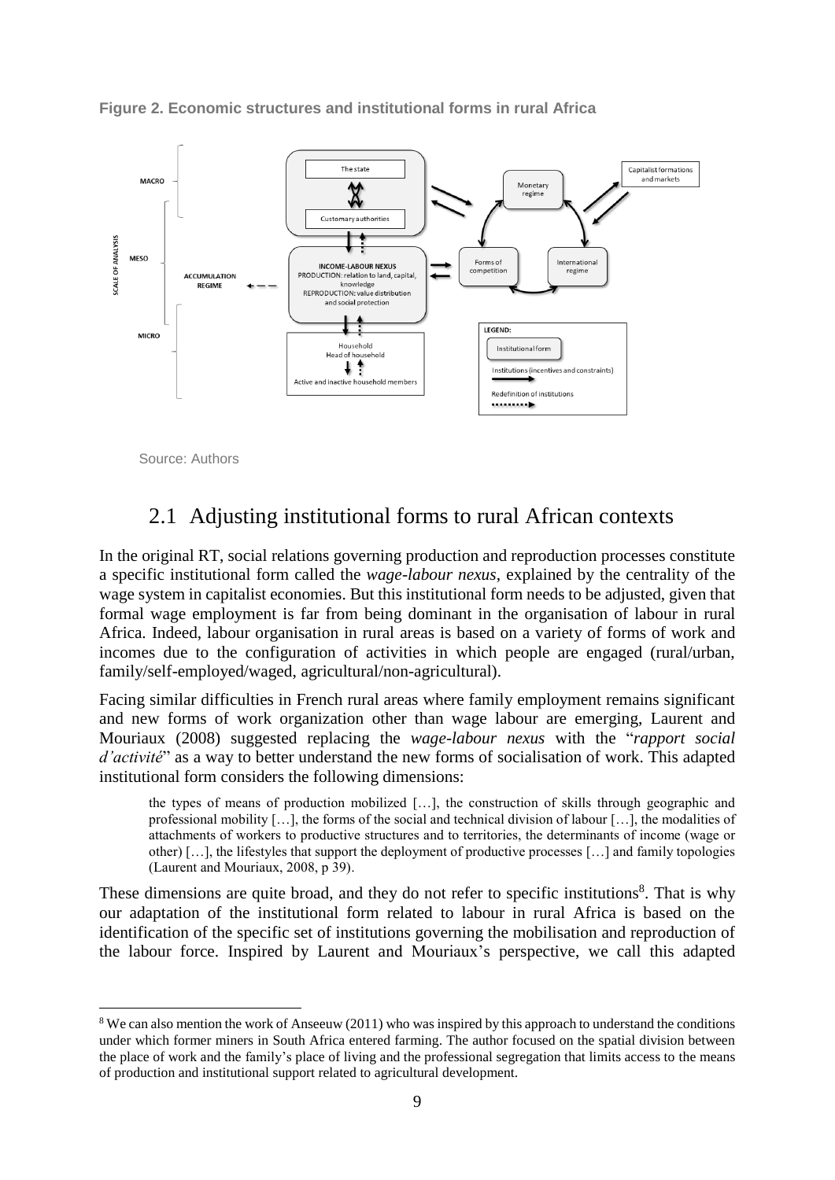**Figure 2. Economic structures and institutional forms in rural Africa**

Source: Authors

## 2.1 Adjusting institutional forms to rural African contexts

In the original RT, social relations governing production and reproduction processes constitute a specific institutional form called the *wage-labour nexus*, explained by the centrality of the wage system in capitalist economies. But this institutional form needs to be adjusted, given that formal wage employment is far from being dominant in the organisation of labour in rural Africa. Indeed, labour organisation in rural areas is based on a variety of forms of work and incomes due to the configuration of activities in which people are engaged (rural/urban, family/self-employed/waged, agricultural/non-agricultural).

Facing similar difficulties in French rural areas where family employment remains significant and new forms of work organization other than wage labour are emerging, Laurent and Mouriaux (2008) suggested replacing the *wage-labour nexus* with the "*rapport social d'activité*" as a way to better understand the new forms of socialisation of work. This adapted institutional form considers the following dimensions:

> the types of means of production mobilized […], the construction of skills through geographic and professional mobility […], the forms of the social and technical division of labour […], the modalities of attachments of workers to productive structures and to territories, the determinants of income (wage or other) […], the lifestyles that support the deployment of productive processes […] and family topologies (Laurent and Mouriaux, 2008, p 39).

These dimensions are quite broad, and they do not refer to specific institutions[8]. That is why our adaptation of the institutional form related to labour in rural Africa is based on the identification of the specific set of institutions governing the mobilisation and reproduction of the labour force. Inspired by Laurent and Mouriaux's perspective, we call this adapted

---

[8] We can also mention the work of Anseeuw (2011) who was inspired by this approach to understand the conditions under which former miners in South Africa entered farming. The author focused on the spatial division between the place of work and the family's place of living and the professional segregation that limits access to the means of production and institutional support related to agricultural development.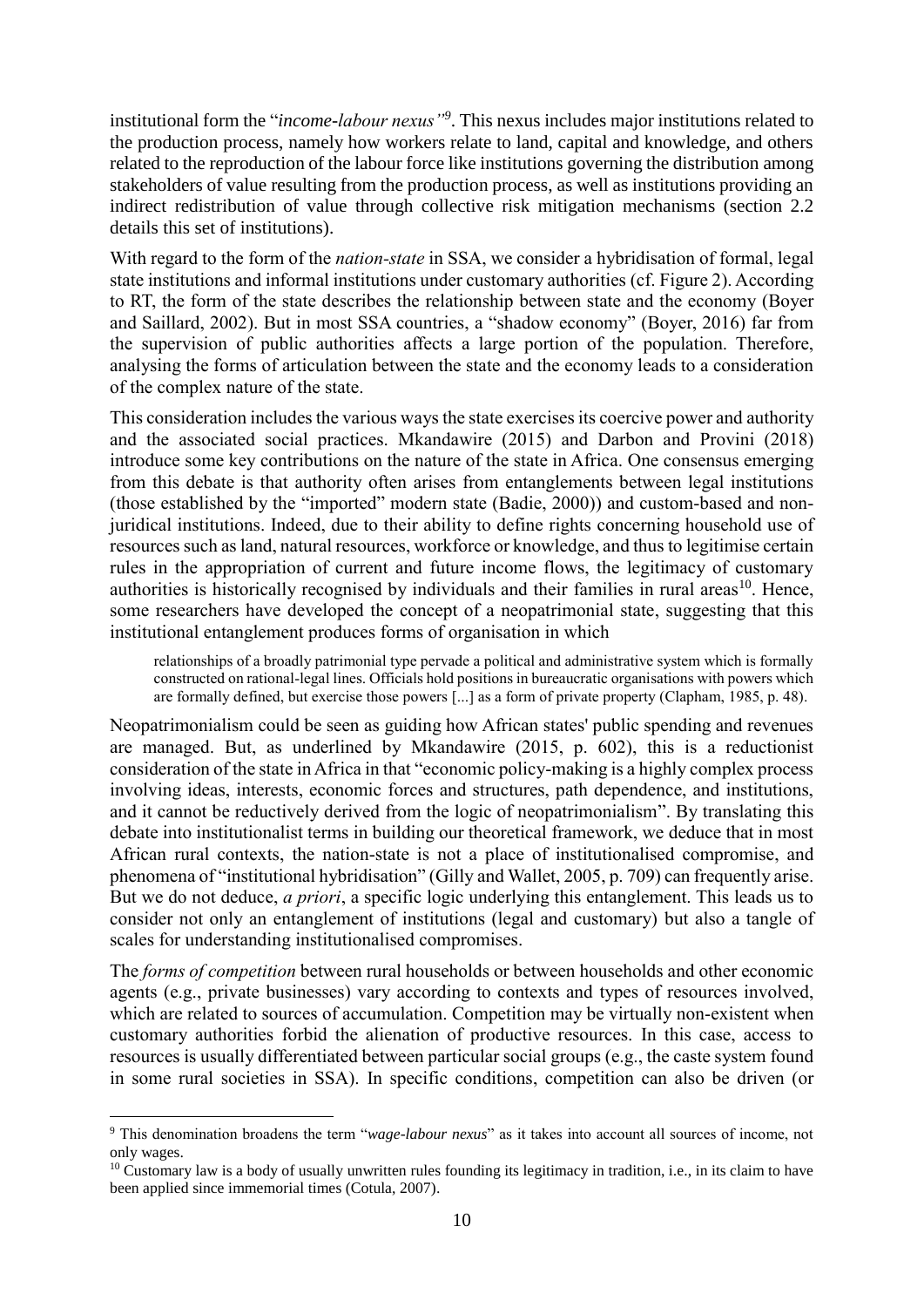institutional form the "*income-labour nexus*"[9]. This nexus includes major institutions related to the production process, namely how workers relate to land, capital and knowledge, and others related to the reproduction of the labour force like institutions governing the distribution among stakeholders of value resulting from the production process, as well as institutions providing an indirect redistribution of value through collective risk mitigation mechanisms (section 2.2 details this set of institutions).

With regard to the form of the *nation-state* in SSA, we consider a hybridisation of formal, legal state institutions and informal institutions under customary authorities (cf. Figure 2). According to RT, the form of the state describes the relationship between state and the economy (Boyer and Saillard, 2002). But in most SSA countries, a "shadow economy" (Boyer, 2016) far from the supervision of public authorities affects a large portion of the population. Therefore, analysing the forms of articulation between the state and the economy leads to a consideration of the complex nature of the state.

This consideration includes the various ways the state exercises its coercive power and authority and the associated social practices. Mkandawire (2015) and Darbon and Provini (2018) introduce some key contributions on the nature of the state in Africa. One consensus emerging from this debate is that authority often arises from entanglements between legal institutions (those established by the "imported" modern state (Badie, 2000)) and custom-based and non-juridical institutions. Indeed, due to their ability to define rights concerning household use of resources such as land, natural resources, workforce or knowledge, and thus to legitimise certain rules in the appropriation of current and future income flows, the legitimacy of customary authorities is historically recognised by individuals and their families in rural areas[10]. Hence, some researchers have developed the concept of a neopatrimonial state, suggesting that this institutional entanglement produces forms of organisation in which

> relationships of a broadly patrimonial type pervade a political and administrative system which is formally constructed on rational-legal lines. Officials hold positions in bureaucratic organisations with powers which are formally defined, but exercise those powers [...] as a form of private property (Clapham, 1985, p. 48).

Neopatrimonialism could be seen as guiding how African states' public spending and revenues are managed. But, as underlined by Mkandawire (2015, p. 602), this is a reductionist consideration of the state in Africa in that "economic policy-making is a highly complex process involving ideas, interests, economic forces and structures, path dependence, and institutions, and it cannot be reductively derived from the logic of neopatrimonialism". By translating this debate into institutionalist terms in building our theoretical framework, we deduce that in most African rural contexts, the nation-state is not a place of institutionalised compromise, and phenomena of "institutional hybridisation" (Gilly and Wallet, 2005, p. 709) can frequently arise. But we do not deduce, *a priori*, a specific logic underlying this entanglement. This leads us to consider not only an entanglement of institutions (legal and customary) but also a tangle of scales for understanding institutionalised compromises.

The *forms of competition* between rural households or between households and other economic agents (e.g., private businesses) vary according to contexts and types of resources involved, which are related to sources of accumulation. Competition may be virtually non-existent when customary authorities forbid the alienation of productive resources. In this case, access to resources is usually differentiated between particular social groups (e.g., the caste system found in some rural societies in SSA). In specific conditions, competition can also be driven (or

---

[9] This denomination broadens the term "*wage-labour nexus*" as it takes into account all sources of income, not only wages.

[10] Customary law is a body of usually unwritten rules founding its legitimacy in tradition, i.e., in its claim to have been applied since immemorial times (Cotula, 2007).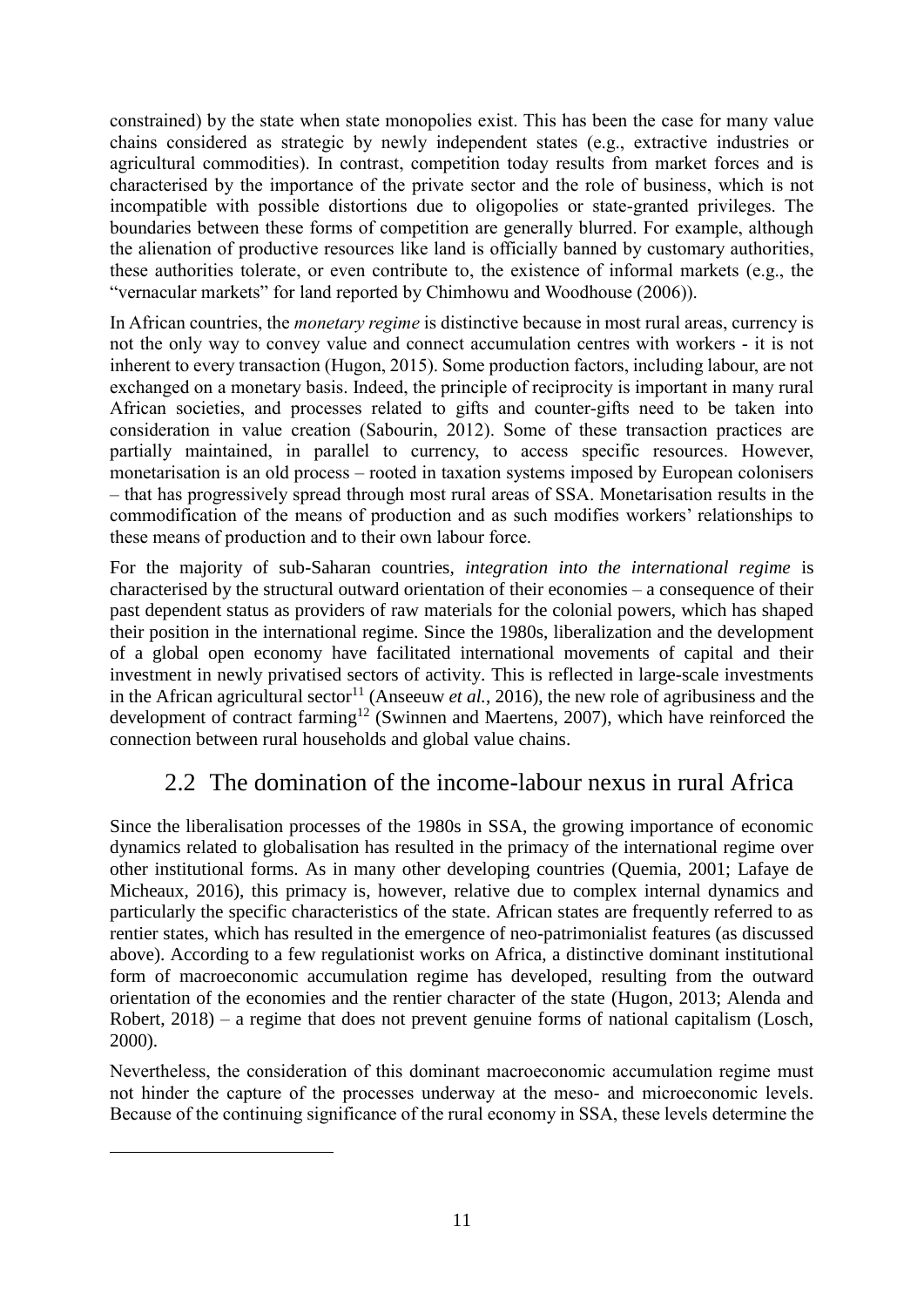constrained) by the state when state monopolies exist. This has been the case for many value chains considered as strategic by newly independent states (e.g., extractive industries or agricultural commodities). In contrast, competition today results from market forces and is characterised by the importance of the private sector and the role of business, which is not incompatible with possible distortions due to oligopolies or state-granted privileges. The boundaries between these forms of competition are generally blurred. For example, although the alienation of productive resources like land is officially banned by customary authorities, these authorities tolerate, or even contribute to, the existence of informal markets (e.g., the "vernacular markets" for land reported by Chimhowu and Woodhouse (2006)).

In African countries, the *monetary regime* is distinctive because in most rural areas, currency is not the only way to convey value and connect accumulation centres with workers - it is not inherent to every transaction (Hugon, 2015). Some production factors, including labour, are not exchanged on a monetary basis. Indeed, the principle of reciprocity is important in many rural African societies, and processes related to gifts and counter-gifts need to be taken into consideration in value creation (Sabourin, 2012). Some of these transaction practices are partially maintained, in parallel to currency, to access specific resources. However, monetarisation is an old process – rooted in taxation systems imposed by European colonisers – that has progressively spread through most rural areas of SSA. Monetarisation results in the commodification of the means of production and as such modifies workers' relationships to these means of production and to their own labour force.

For the majority of sub-Saharan countries, *integration into the international regime* is characterised by the structural outward orientation of their economies – a consequence of their past dependent status as providers of raw materials for the colonial powers, which has shaped their position in the international regime. Since the 1980s, liberalization and the development of a global open economy have facilitated international movements of capital and their investment in newly privatised sectors of activity. This is reflected in large-scale investments in the African agricultural sector[11] (Anseeuw *et al.*, 2016), the new role of agribusiness and the development of contract farming[12] (Swinnen and Maertens, 2007), which have reinforced the connection between rural households and global value chains.

## 2.2 The domination of the income-labour nexus in rural Africa

Since the liberalisation processes of the 1980s in SSA, the growing importance of economic dynamics related to globalisation has resulted in the primacy of the international regime over other institutional forms. As in many other developing countries (Quemia, 2001; Lafaye de Micheaux, 2016), this primacy is, however, relative due to complex internal dynamics and particularly the specific characteristics of the state. African states are frequently referred to as rentier states, which has resulted in the emergence of neo-patrimonialist features (as discussed above). According to a few regulationist works on Africa, a distinctive dominant institutional form of macroeconomic accumulation regime has developed, resulting from the outward orientation of the economies and the rentier character of the state (Hugon, 2013; Alenda and Robert, 2018) – a regime that does not prevent genuine forms of national capitalism (Losch, 2000).

Nevertheless, the consideration of this dominant macroeconomic accumulation regime must not hinder the capture of the processes underway at the meso- and microeconomic levels. Because of the continuing significance of the rural economy in SSA, these levels determine the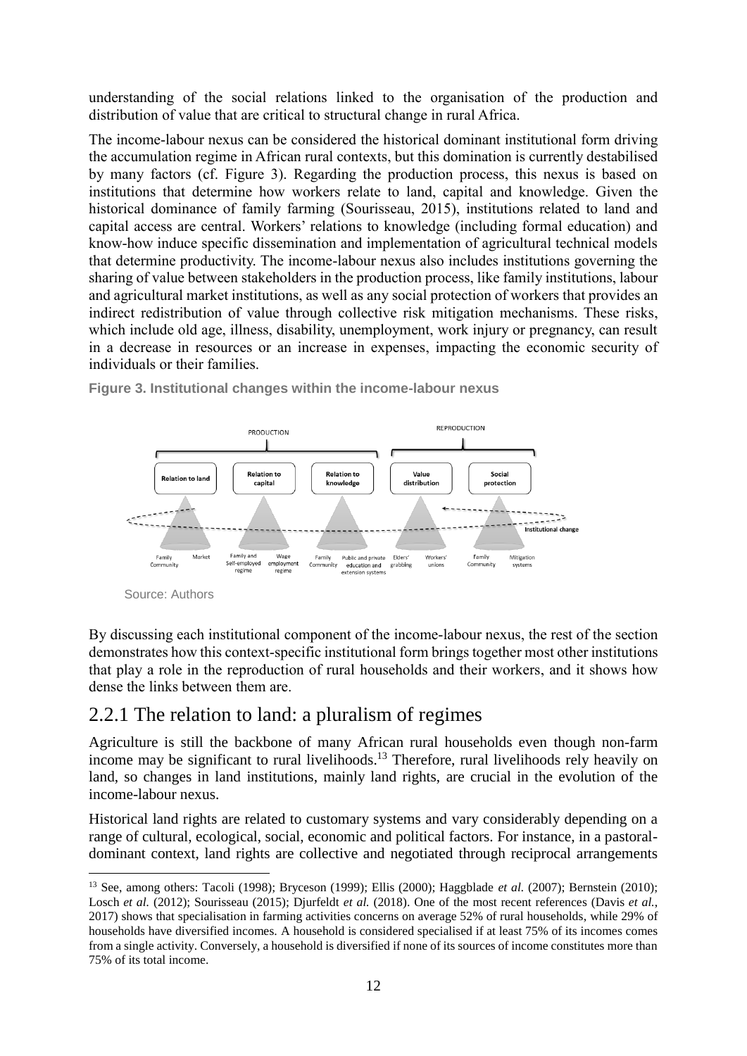understanding of the social relations linked to the organisation of the production and distribution of value that are critical to structural change in rural Africa.

The income-labour nexus can be considered the historical dominant institutional form driving the accumulation regime in African rural contexts, but this domination is currently destabilised by many factors (cf. Figure 3). Regarding the production process, this nexus is based on institutions that determine how workers relate to land, capital and knowledge. Given the historical dominance of family farming (Sourisseau, 2015), institutions related to land and capital access are central. Workers' relations to knowledge (including formal education) and know-how induce specific dissemination and implementation of agricultural technical models that determine productivity. The income-labour nexus also includes institutions governing the sharing of value between stakeholders in the production process, like family institutions, labour and agricultural market institutions, as well as any social protection of workers that provides an indirect redistribution of value through collective risk mitigation mechanisms. These risks, which include old age, illness, disability, unemployment, work injury or pregnancy, can result in a decrease in resources or an increase in expenses, impacting the economic security of individuals or their families.

**Figure 3. Institutional changes within the income-labour nexus**

PRODUCTION: Relation to land (Family, Community — Market); Relation to capital (Family and Self-employed regime — Wage employment regime); Relation to knowledge (Family, Community — Public and private education and extension systems)

REPRODUCTION: Value distribution (Elders' grabbing — Workers' unions); Social protection (Family, Community — Mitigation systems)

Institutional change

Source: Authors

By discussing each institutional component of the income-labour nexus, the rest of the section demonstrates how this context-specific institutional form brings together most other institutions that play a role in the reproduction of rural households and their workers, and it shows how dense the links between them are.

## 2.2.1 The relation to land: a pluralism of regimes

Agriculture is still the backbone of many African rural households even though non-farm income may be significant to rural livelihoods.[13] Therefore, rural livelihoods rely heavily on land, so changes in land institutions, mainly land rights, are crucial in the evolution of the income-labour nexus.

Historical land rights are related to customary systems and vary considerably depending on a range of cultural, ecological, social, economic and political factors. For instance, in a pastoral-dominant context, land rights are collective and negotiated through reciprocal arrangements

[13] See, among others: Tacoli (1998); Bryceson (1999); Ellis (2000); Haggblade *et al.* (2007); Bernstein (2010); Losch *et al.* (2012); Sourisseau (2015); Djurfeldt *et al.* (2018). One of the most recent references (Davis *et al.*, 2017) shows that specialisation in farming activities concerns on average 52% of rural households, while 29% of households have diversified incomes. A household is considered specialised if at least 75% of its incomes comes from a single activity. Conversely, a household is diversified if none of its sources of income constitutes more than 75% of its total income.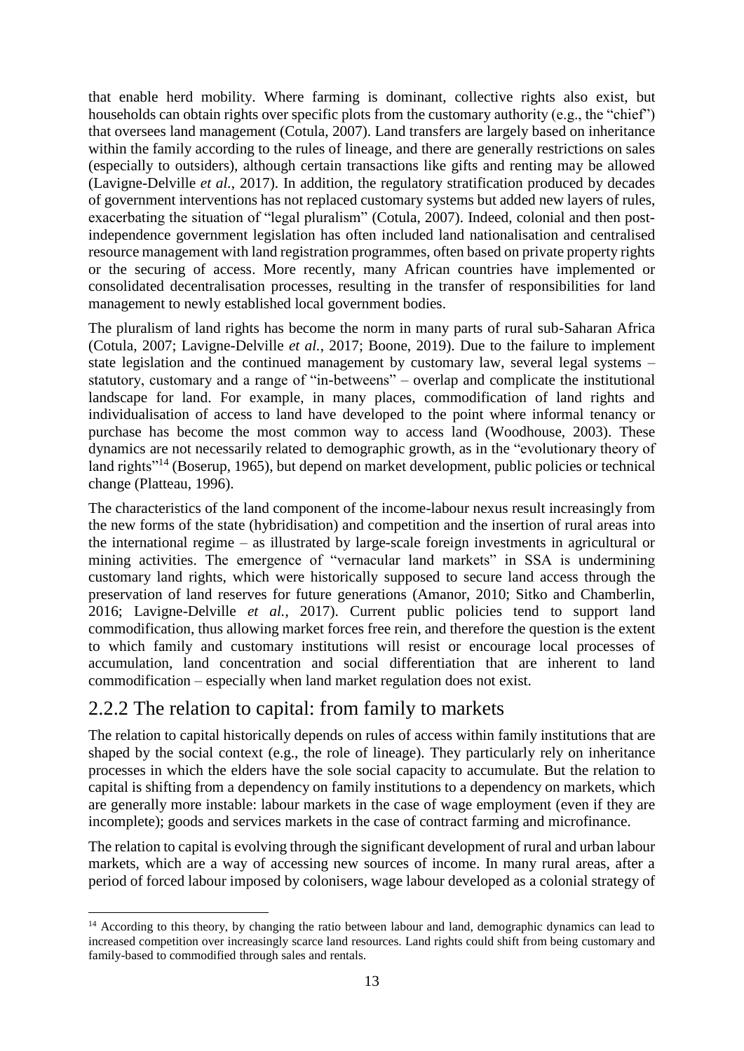that enable herd mobility. Where farming is dominant, collective rights also exist, but households can obtain rights over specific plots from the customary authority (e.g., the "chief") that oversees land management (Cotula, 2007). Land transfers are largely based on inheritance within the family according to the rules of lineage, and there are generally restrictions on sales (especially to outsiders), although certain transactions like gifts and renting may be allowed (Lavigne-Delville *et al.*, 2017). In addition, the regulatory stratification produced by decades of government interventions has not replaced customary systems but added new layers of rules, exacerbating the situation of "legal pluralism" (Cotula, 2007). Indeed, colonial and then post-independence government legislation has often included land nationalisation and centralised resource management with land registration programmes, often based on private property rights or the securing of access. More recently, many African countries have implemented or consolidated decentralisation processes, resulting in the transfer of responsibilities for land management to newly established local government bodies.

The pluralism of land rights has become the norm in many parts of rural sub-Saharan Africa (Cotula, 2007; Lavigne-Delville *et al.*, 2017; Boone, 2019). Due to the failure to implement state legislation and the continued management by customary law, several legal systems – statutory, customary and a range of "in-betweens" – overlap and complicate the institutional landscape for land. For example, in many places, commodification of land rights and individualisation of access to land have developed to the point where informal tenancy or purchase has become the most common way to access land (Woodhouse, 2003). These dynamics are not necessarily related to demographic growth, as in the "evolutionary theory of land rights"[14] (Boserup, 1965), but depend on market development, public policies or technical change (Platteau, 1996).

The characteristics of the land component of the income-labour nexus result increasingly from the new forms of the state (hybridisation) and competition and the insertion of rural areas into the international regime – as illustrated by large-scale foreign investments in agricultural or mining activities. The emergence of "vernacular land markets" in SSA is undermining customary land rights, which were historically supposed to secure land access through the preservation of land reserves for future generations (Amanor, 2010; Sitko and Chamberlin, 2016; Lavigne-Delville *et al.*, 2017). Current public policies tend to support land commodification, thus allowing market forces free rein, and therefore the question is the extent to which family and customary institutions will resist or encourage local processes of accumulation, land concentration and social differentiation that are inherent to land commodification – especially when land market regulation does not exist.

## 2.2.2 The relation to capital: from family to markets

The relation to capital historically depends on rules of access within family institutions that are shaped by the social context (e.g., the role of lineage). They particularly rely on inheritance processes in which the elders have the sole social capacity to accumulate. But the relation to capital is shifting from a dependency on family institutions to a dependency on markets, which are generally more instable: labour markets in the case of wage employment (even if they are incomplete); goods and services markets in the case of contract farming and microfinance.

The relation to capital is evolving through the significant development of rural and urban labour markets, which are a way of accessing new sources of income. In many rural areas, after a period of forced labour imposed by colonisers, wage labour developed as a colonial strategy of

[14] According to this theory, by changing the ratio between labour and land, demographic dynamics can lead to increased competition over increasingly scarce land resources. Land rights could shift from being customary and family-based to commodified through sales and rentals.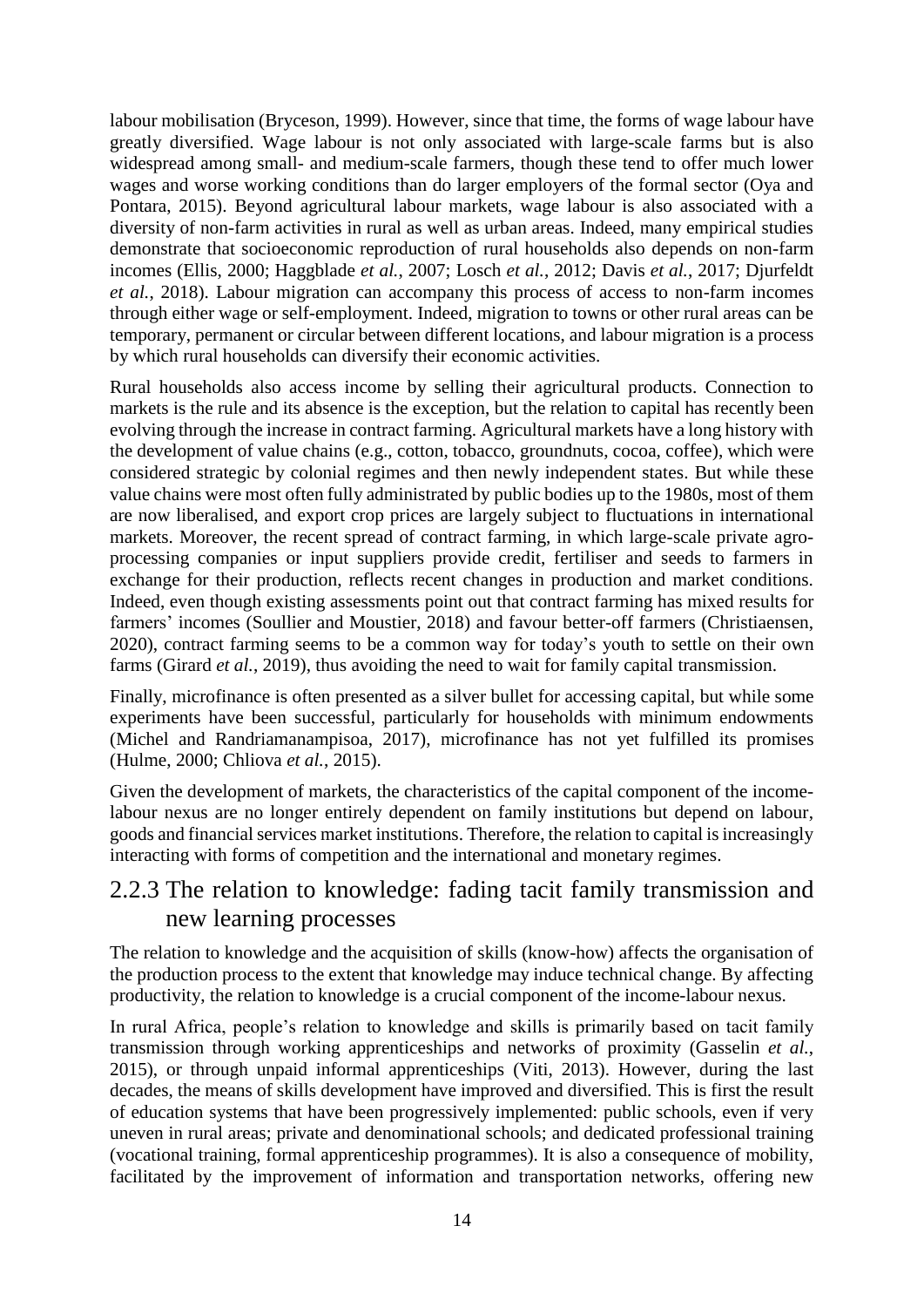labour mobilisation (Bryceson, 1999). However, since that time, the forms of wage labour have greatly diversified. Wage labour is not only associated with large-scale farms but is also widespread among small- and medium-scale farmers, though these tend to offer much lower wages and worse working conditions than do larger employers of the formal sector (Oya and Pontara, 2015). Beyond agricultural labour markets, wage labour is also associated with a diversity of non-farm activities in rural as well as urban areas. Indeed, many empirical studies demonstrate that socioeconomic reproduction of rural households also depends on non-farm incomes (Ellis, 2000; Haggblade *et al.*, 2007; Losch *et al.*, 2012; Davis *et al.*, 2017; Djurfeldt *et al.*, 2018). Labour migration can accompany this process of access to non-farm incomes through either wage or self-employment. Indeed, migration to towns or other rural areas can be temporary, permanent or circular between different locations, and labour migration is a process by which rural households can diversify their economic activities.

Rural households also access income by selling their agricultural products. Connection to markets is the rule and its absence is the exception, but the relation to capital has recently been evolving through the increase in contract farming. Agricultural markets have a long history with the development of value chains (e.g., cotton, tobacco, groundnuts, cocoa, coffee), which were considered strategic by colonial regimes and then newly independent states. But while these value chains were most often fully administrated by public bodies up to the 1980s, most of them are now liberalised, and export crop prices are largely subject to fluctuations in international markets. Moreover, the recent spread of contract farming, in which large-scale private agro-processing companies or input suppliers provide credit, fertiliser and seeds to farmers in exchange for their production, reflects recent changes in production and market conditions. Indeed, even though existing assessments point out that contract farming has mixed results for farmers' incomes (Soullier and Moustier, 2018) and favour better-off farmers (Christiaensen, 2020), contract farming seems to be a common way for today's youth to settle on their own farms (Girard *et al.*, 2019), thus avoiding the need to wait for family capital transmission.

Finally, microfinance is often presented as a silver bullet for accessing capital, but while some experiments have been successful, particularly for households with minimum endowments (Michel and Randriamanampisoa, 2017), microfinance has not yet fulfilled its promises (Hulme, 2000; Chliova *et al.*, 2015).

Given the development of markets, the characteristics of the capital component of the income-labour nexus are no longer entirely dependent on family institutions but depend on labour, goods and financial services market institutions. Therefore, the relation to capital is increasingly interacting with forms of competition and the international and monetary regimes.

### 2.2.3 The relation to knowledge: fading tacit family transmission and new learning processes

The relation to knowledge and the acquisition of skills (know-how) affects the organisation of the production process to the extent that knowledge may induce technical change. By affecting productivity, the relation to knowledge is a crucial component of the income-labour nexus.

In rural Africa, people's relation to knowledge and skills is primarily based on tacit family transmission through working apprenticeships and networks of proximity (Gasselin *et al.*, 2015), or through unpaid informal apprenticeships (Viti, 2013). However, during the last decades, the means of skills development have improved and diversified. This is first the result of education systems that have been progressively implemented: public schools, even if very uneven in rural areas; private and denominational schools; and dedicated professional training (vocational training, formal apprenticeship programmes). It is also a consequence of mobility, facilitated by the improvement of information and transportation networks, offering new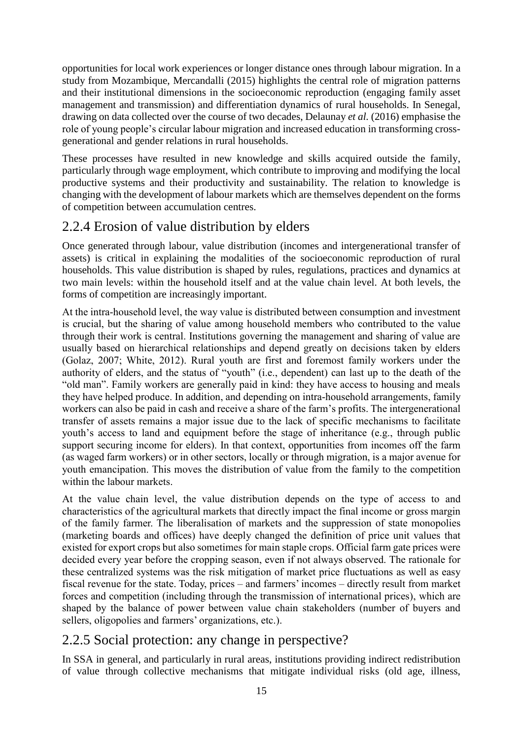opportunities for local work experiences or longer distance ones through labour migration. In a study from Mozambique, Mercandalli (2015) highlights the central role of migration patterns and their institutional dimensions in the socioeconomic reproduction (engaging family asset management and transmission) and differentiation dynamics of rural households. In Senegal, drawing on data collected over the course of two decades, Delaunay *et al.* (2016) emphasise the role of young people's circular labour migration and increased education in transforming cross-generational and gender relations in rural households.

These processes have resulted in new knowledge and skills acquired outside the family, particularly through wage employment, which contribute to improving and modifying the local productive systems and their productivity and sustainability. The relation to knowledge is changing with the development of labour markets which are themselves dependent on the forms of competition between accumulation centres.

## 2.2.4 Erosion of value distribution by elders

Once generated through labour, value distribution (incomes and intergenerational transfer of assets) is critical in explaining the modalities of the socioeconomic reproduction of rural households. This value distribution is shaped by rules, regulations, practices and dynamics at two main levels: within the household itself and at the value chain level. At both levels, the forms of competition are increasingly important.

At the intra-household level, the way value is distributed between consumption and investment is crucial, but the sharing of value among household members who contributed to the value through their work is central. Institutions governing the management and sharing of value are usually based on hierarchical relationships and depend greatly on decisions taken by elders (Golaz, 2007; White, 2012). Rural youth are first and foremost family workers under the authority of elders, and the status of "youth" (i.e., dependent) can last up to the death of the "old man". Family workers are generally paid in kind: they have access to housing and meals they have helped produce. In addition, and depending on intra-household arrangements, family workers can also be paid in cash and receive a share of the farm's profits. The intergenerational transfer of assets remains a major issue due to the lack of specific mechanisms to facilitate youth's access to land and equipment before the stage of inheritance (e.g., through public support securing income for elders). In that context, opportunities from incomes off the farm (as waged farm workers) or in other sectors, locally or through migration, is a major avenue for youth emancipation. This moves the distribution of value from the family to the competition within the labour markets.

At the value chain level, the value distribution depends on the type of access to and characteristics of the agricultural markets that directly impact the final income or gross margin of the family farmer. The liberalisation of markets and the suppression of state monopolies (marketing boards and offices) have deeply changed the definition of price unit values that existed for export crops but also sometimes for main staple crops. Official farm gate prices were decided every year before the cropping season, even if not always observed. The rationale for these centralized systems was the risk mitigation of market price fluctuations as well as easy fiscal revenue for the state. Today, prices – and farmers' incomes – directly result from market forces and competition (including through the transmission of international prices), which are shaped by the balance of power between value chain stakeholders (number of buyers and sellers, oligopolies and farmers' organizations, etc.).

## 2.2.5 Social protection: any change in perspective?

In SSA in general, and particularly in rural areas, institutions providing indirect redistribution of value through collective mechanisms that mitigate individual risks (old age, illness,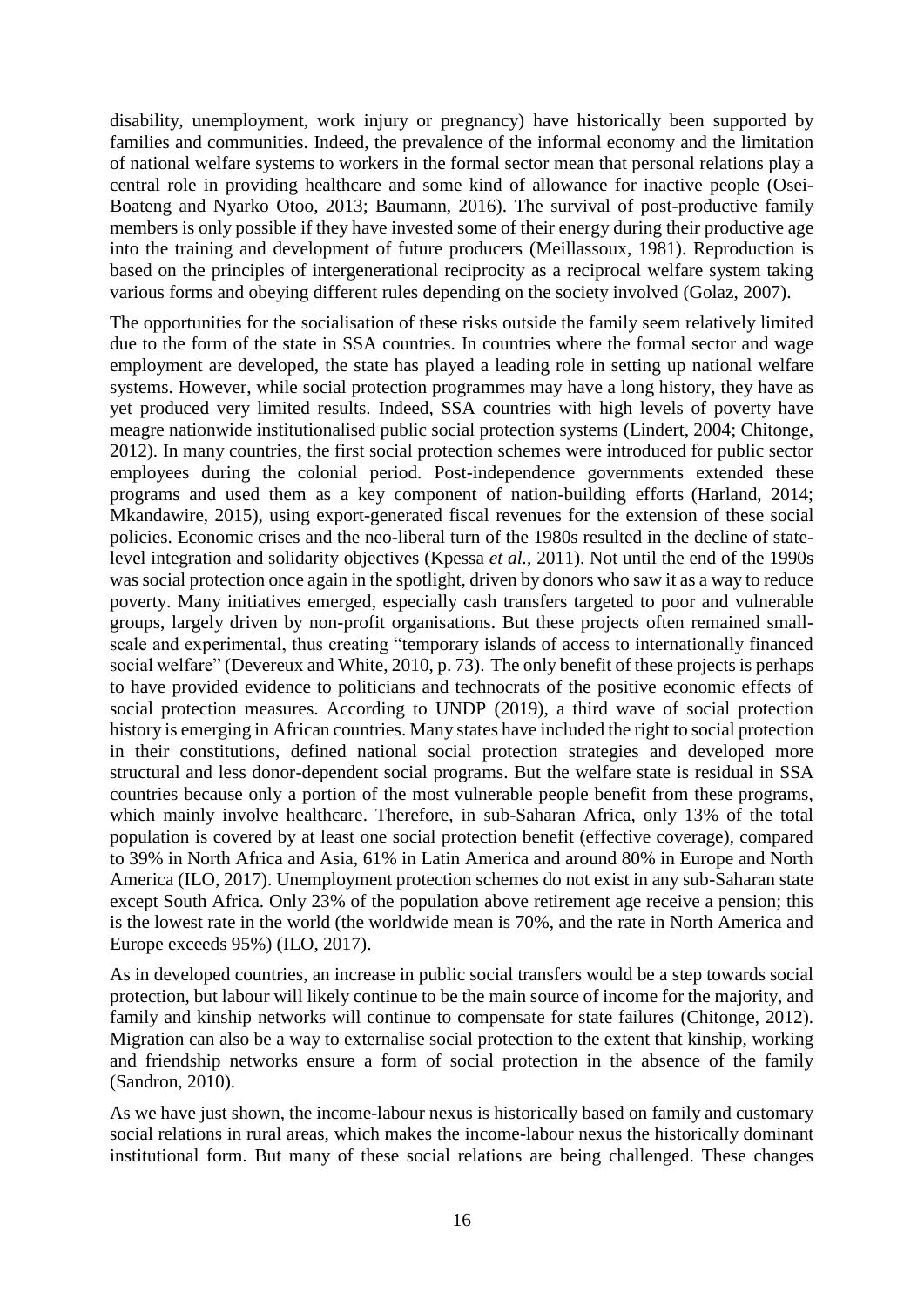disability, unemployment, work injury or pregnancy) have historically been supported by families and communities. Indeed, the prevalence of the informal economy and the limitation of national welfare systems to workers in the formal sector mean that personal relations play a central role in providing healthcare and some kind of allowance for inactive people (Osei-Boateng and Nyarko Otoo, 2013; Baumann, 2016). The survival of post-productive family members is only possible if they have invested some of their energy during their productive age into the training and development of future producers (Meillassoux, 1981). Reproduction is based on the principles of intergenerational reciprocity as a reciprocal welfare system taking various forms and obeying different rules depending on the society involved (Golaz, 2007).

The opportunities for the socialisation of these risks outside the family seem relatively limited due to the form of the state in SSA countries. In countries where the formal sector and wage employment are developed, the state has played a leading role in setting up national welfare systems. However, while social protection programmes may have a long history, they have as yet produced very limited results. Indeed, SSA countries with high levels of poverty have meagre nationwide institutionalised public social protection systems (Lindert, 2004; Chitonge, 2012). In many countries, the first social protection schemes were introduced for public sector employees during the colonial period. Post-independence governments extended these programs and used them as a key component of nation-building efforts (Harland, 2014; Mkandawire, 2015), using export-generated fiscal revenues for the extension of these social policies. Economic crises and the neo-liberal turn of the 1980s resulted in the decline of state-level integration and solidarity objectives (Kpessa *et al.*, 2011). Not until the end of the 1990s was social protection once again in the spotlight, driven by donors who saw it as a way to reduce poverty. Many initiatives emerged, especially cash transfers targeted to poor and vulnerable groups, largely driven by non-profit organisations. But these projects often remained small-scale and experimental, thus creating "temporary islands of access to internationally financed social welfare" (Devereux and White, 2010, p. 73). The only benefit of these projects is perhaps to have provided evidence to politicians and technocrats of the positive economic effects of social protection measures. According to UNDP (2019), a third wave of social protection history is emerging in African countries. Many states have included the right to social protection in their constitutions, defined national social protection strategies and developed more structural and less donor-dependent social programs. But the welfare state is residual in SSA countries because only a portion of the most vulnerable people benefit from these programs, which mainly involve healthcare. Therefore, in sub-Saharan Africa, only 13% of the total population is covered by at least one social protection benefit (effective coverage), compared to 39% in North Africa and Asia, 61% in Latin America and around 80% in Europe and North America (ILO, 2017). Unemployment protection schemes do not exist in any sub-Saharan state except South Africa. Only 23% of the population above retirement age receive a pension; this is the lowest rate in the world (the worldwide mean is 70%, and the rate in North America and Europe exceeds 95%) (ILO, 2017).

As in developed countries, an increase in public social transfers would be a step towards social protection, but labour will likely continue to be the main source of income for the majority, and family and kinship networks will continue to compensate for state failures (Chitonge, 2012). Migration can also be a way to externalise social protection to the extent that kinship, working and friendship networks ensure a form of social protection in the absence of the family (Sandron, 2010).

As we have just shown, the income-labour nexus is historically based on family and customary social relations in rural areas, which makes the income-labour nexus the historically dominant institutional form. But many of these social relations are being challenged. These changes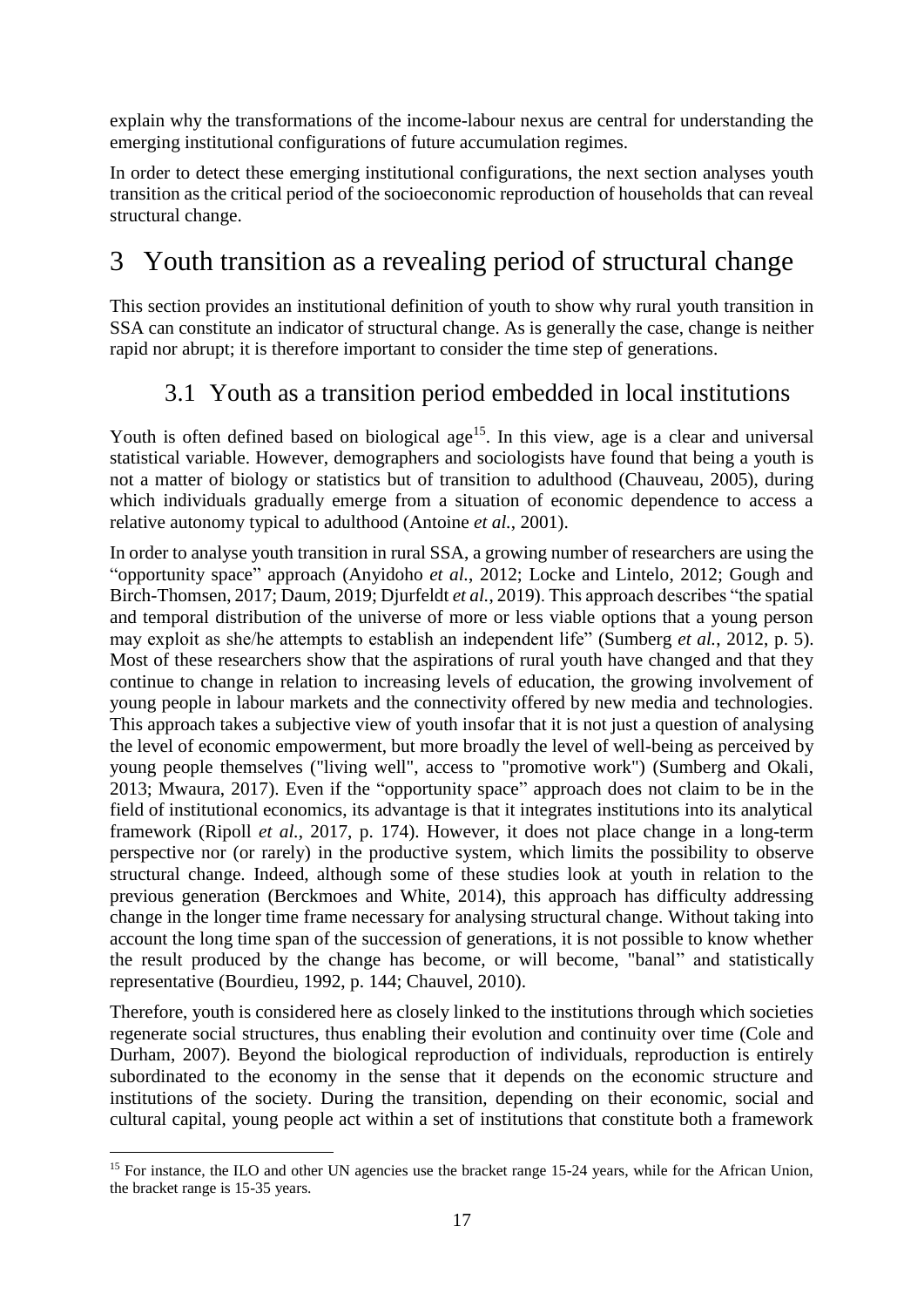explain why the transformations of the income-labour nexus are central for understanding the emerging institutional configurations of future accumulation regimes.

In order to detect these emerging institutional configurations, the next section analyses youth transition as the critical period of the socioeconomic reproduction of households that can reveal structural change.

# 3 Youth transition as a revealing period of structural change

This section provides an institutional definition of youth to show why rural youth transition in SSA can constitute an indicator of structural change. As is generally the case, change is neither rapid nor abrupt; it is therefore important to consider the time step of generations.

## 3.1 Youth as a transition period embedded in local institutions

Youth is often defined based on biological age[15]. In this view, age is a clear and universal statistical variable. However, demographers and sociologists have found that being a youth is not a matter of biology or statistics but of transition to adulthood (Chauveau, 2005), during which individuals gradually emerge from a situation of economic dependence to access a relative autonomy typical to adulthood (Antoine *et al.*, 2001).

In order to analyse youth transition in rural SSA, a growing number of researchers are using the "opportunity space" approach (Anyidoho *et al.*, 2012; Locke and Lintelo, 2012; Gough and Birch-Thomsen, 2017; Daum, 2019; Djurfeldt *et al.*, 2019). This approach describes "the spatial and temporal distribution of the universe of more or less viable options that a young person may exploit as she/he attempts to establish an independent life" (Sumberg *et al.*, 2012, p. 5). Most of these researchers show that the aspirations of rural youth have changed and that they continue to change in relation to increasing levels of education, the growing involvement of young people in labour markets and the connectivity offered by new media and technologies. This approach takes a subjective view of youth insofar that it is not just a question of analysing the level of economic empowerment, but more broadly the level of well-being as perceived by young people themselves ("living well", access to "promotive work") (Sumberg and Okali, 2013; Mwaura, 2017). Even if the "opportunity space" approach does not claim to be in the field of institutional economics, its advantage is that it integrates institutions into its analytical framework (Ripoll *et al.*, 2017, p. 174). However, it does not place change in a long-term perspective nor (or rarely) in the productive system, which limits the possibility to observe structural change. Indeed, although some of these studies look at youth in relation to the previous generation (Berckmoes and White, 2014), this approach has difficulty addressing change in the longer time frame necessary for analysing structural change. Without taking into account the long time span of the succession of generations, it is not possible to know whether the result produced by the change has become, or will become, "banal" and statistically representative (Bourdieu, 1992, p. 144; Chauvel, 2010).

Therefore, youth is considered here as closely linked to the institutions through which societies regenerate social structures, thus enabling their evolution and continuity over time (Cole and Durham, 2007). Beyond the biological reproduction of individuals, reproduction is entirely subordinated to the economy in the sense that it depends on the economic structure and institutions of the society. During the transition, depending on their economic, social and cultural capital, young people act within a set of institutions that constitute both a framework

---

[15] For instance, the ILO and other UN agencies use the bracket range 15-24 years, while for the African Union, the bracket range is 15-35 years.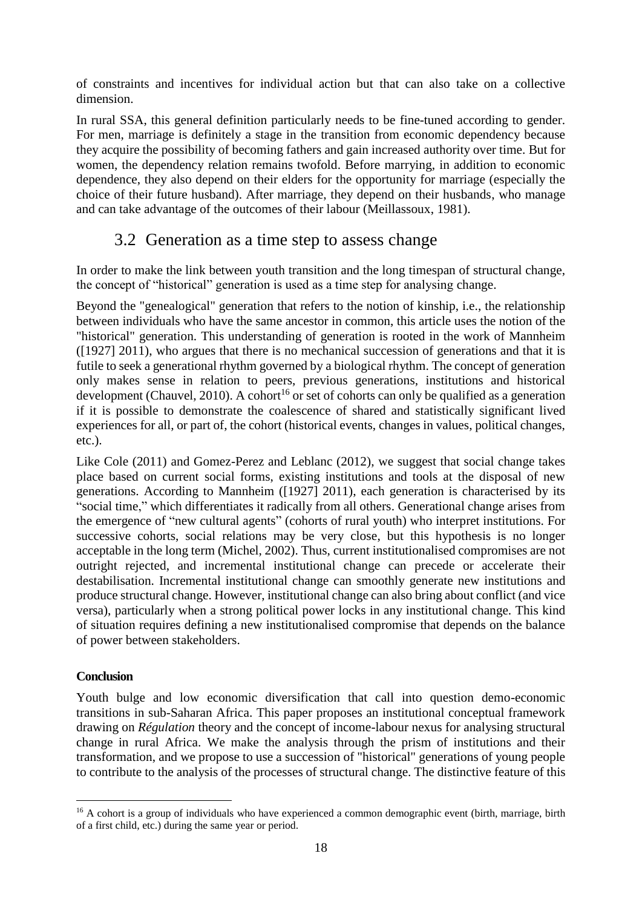of constraints and incentives for individual action but that can also take on a collective dimension.

In rural SSA, this general definition particularly needs to be fine-tuned according to gender. For men, marriage is definitely a stage in the transition from economic dependency because they acquire the possibility of becoming fathers and gain increased authority over time. But for women, the dependency relation remains twofold. Before marrying, in addition to economic dependence, they also depend on their elders for the opportunity for marriage (especially the choice of their future husband). After marriage, they depend on their husbands, who manage and can take advantage of the outcomes of their labour (Meillassoux, 1981).

## 3.2 Generation as a time step to assess change

In order to make the link between youth transition and the long timespan of structural change, the concept of "historical" generation is used as a time step for analysing change.

Beyond the "genealogical" generation that refers to the notion of kinship, i.e., the relationship between individuals who have the same ancestor in common, this article uses the notion of the "historical" generation. This understanding of generation is rooted in the work of Mannheim ([1927] 2011), who argues that there is no mechanical succession of generations and that it is futile to seek a generational rhythm governed by a biological rhythm. The concept of generation only makes sense in relation to peers, previous generations, institutions and historical development (Chauvel, 2010). A cohort[16] or set of cohorts can only be qualified as a generation if it is possible to demonstrate the coalescence of shared and statistically significant lived experiences for all, or part of, the cohort (historical events, changes in values, political changes, etc.).

Like Cole (2011) and Gomez-Perez and Leblanc (2012), we suggest that social change takes place based on current social forms, existing institutions and tools at the disposal of new generations. According to Mannheim ([1927] 2011), each generation is characterised by its "social time," which differentiates it radically from all others. Generational change arises from the emergence of "new cultural agents" (cohorts of rural youth) who interpret institutions. For successive cohorts, social relations may be very close, but this hypothesis is no longer acceptable in the long term (Michel, 2002). Thus, current institutionalised compromises are not outright rejected, and incremental institutional change can precede or accelerate their destabilisation. Incremental institutional change can smoothly generate new institutions and produce structural change. However, institutional change can also bring about conflict (and vice versa), particularly when a strong political power locks in any institutional change. This kind of situation requires defining a new institutionalised compromise that depends on the balance of power between stakeholders.

### Conclusion

Youth bulge and low economic diversification that call into question demo-economic transitions in sub-Saharan Africa. This paper proposes an institutional conceptual framework drawing on *Régulation* theory and the concept of income-labour nexus for analysing structural change in rural Africa. We make the analysis through the prism of institutions and their transformation, and we propose to use a succession of "historical" generations of young people to contribute to the analysis of the processes of structural change. The distinctive feature of this

---

[16] A cohort is a group of individuals who have experienced a common demographic event (birth, marriage, birth of a first child, etc.) during the same year or period.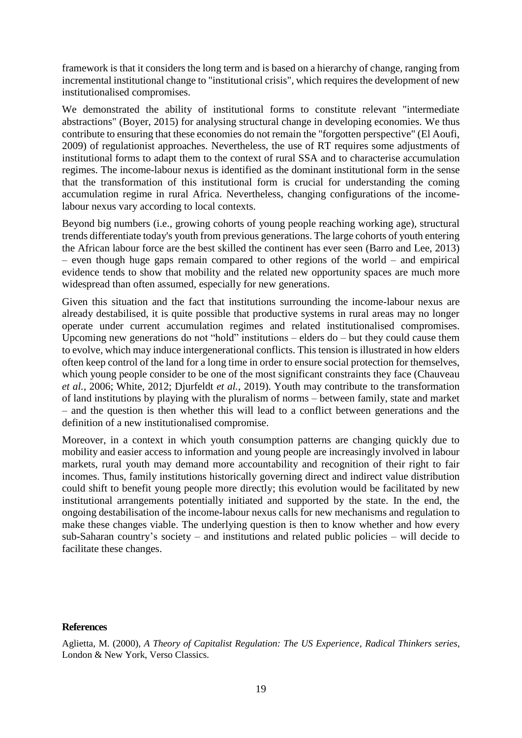framework is that it considers the long term and is based on a hierarchy of change, ranging from incremental institutional change to "institutional crisis", which requires the development of new institutionalised compromises.

We demonstrated the ability of institutional forms to constitute relevant "intermediate abstractions" (Boyer, 2015) for analysing structural change in developing economies. We thus contribute to ensuring that these economies do not remain the "forgotten perspective" (El Aoufi, 2009) of regulationist approaches. Nevertheless, the use of RT requires some adjustments of institutional forms to adapt them to the context of rural SSA and to characterise accumulation regimes. The income-labour nexus is identified as the dominant institutional form in the sense that the transformation of this institutional form is crucial for understanding the coming accumulation regime in rural Africa. Nevertheless, changing configurations of the income-labour nexus vary according to local contexts.

Beyond big numbers (i.e., growing cohorts of young people reaching working age), structural trends differentiate today's youth from previous generations. The large cohorts of youth entering the African labour force are the best skilled the continent has ever seen (Barro and Lee, 2013) – even though huge gaps remain compared to other regions of the world – and empirical evidence tends to show that mobility and the related new opportunity spaces are much more widespread than often assumed, especially for new generations.

Given this situation and the fact that institutions surrounding the income-labour nexus are already destabilised, it is quite possible that productive systems in rural areas may no longer operate under current accumulation regimes and related institutionalised compromises. Upcoming new generations do not "hold" institutions – elders do – but they could cause them to evolve, which may induce intergenerational conflicts. This tension is illustrated in how elders often keep control of the land for a long time in order to ensure social protection for themselves, which young people consider to be one of the most significant constraints they face (Chauveau *et al.*, 2006; White, 2012; Djurfeldt *et al.*, 2019). Youth may contribute to the transformation of land institutions by playing with the pluralism of norms – between family, state and market – and the question is then whether this will lead to a conflict between generations and the definition of a new institutionalised compromise.

Moreover, in a context in which youth consumption patterns are changing quickly due to mobility and easier access to information and young people are increasingly involved in labour markets, rural youth may demand more accountability and recognition of their right to fair incomes. Thus, family institutions historically governing direct and indirect value distribution could shift to benefit young people more directly; this evolution would be facilitated by new institutional arrangements potentially initiated and supported by the state. In the end, the ongoing destabilisation of the income-labour nexus calls for new mechanisms and regulation to make these changes viable. The underlying question is then to know whether and how every sub-Saharan country's society – and institutions and related public policies – will decide to facilitate these changes.

**References**

Aglietta, M. (2000), *A Theory of Capitalist Regulation: The US Experience*, *Radical Thinkers series*, London & New York, Verso Classics.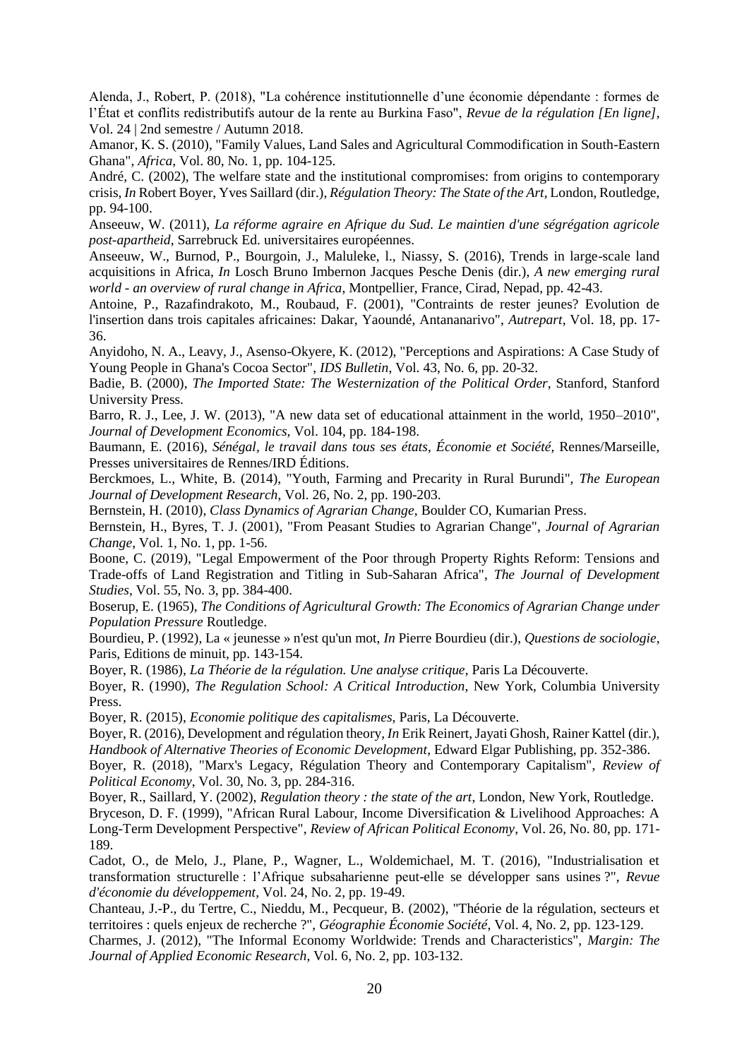Alenda, J., Robert, P. (2018), "La cohérence institutionnelle d'une économie dépendante : formes de l'État et conflits redistributifs autour de la rente au Burkina Faso", *Revue de la régulation [En ligne]*, Vol. 24 | 2nd semestre / Autumn 2018.

Amanor, K. S. (2010), "Family Values, Land Sales and Agricultural Commodification in South-Eastern Ghana", *Africa*, Vol. 80, No. 1, pp. 104-125.

André, C. (2002), The welfare state and the institutional compromises: from origins to contemporary crisis, *In* Robert Boyer, Yves Saillard (dir.), *Régulation Theory: The State of the Art*, London, Routledge, pp. 94-100.

Anseeuw, W. (2011), *La réforme agraire en Afrique du Sud. Le maintien d'une ségrégation agricole post-apartheid*, Sarrebruck Ed. universitaires européennes.

Anseeuw, W., Burnod, P., Bourgoin, J., Maluleke, l., Niassy, S. (2016), Trends in large-scale land acquisitions in Africa, *In* Losch Bruno Imbernon Jacques Pesche Denis (dir.), *A new emerging rural world - an overview of rural change in Africa*, Montpellier, France, Cirad, Nepad, pp. 42-43.

Antoine, P., Razafindrakoto, M., Roubaud, F. (2001), "Contraints de rester jeunes? Evolution de l'insertion dans trois capitales africaines: Dakar, Yaoundé, Antananarivo", *Autrepart*, Vol. 18, pp. 17-36.

Anyidoho, N. A., Leavy, J., Asenso-Okyere, K. (2012), "Perceptions and Aspirations: A Case Study of Young People in Ghana's Cocoa Sector", *IDS Bulletin*, Vol. 43, No. 6, pp. 20-32.

Badie, B. (2000), *The Imported State: The Westernization of the Political Order*, Stanford, Stanford University Press.

Barro, R. J., Lee, J. W. (2013), "A new data set of educational attainment in the world, 1950–2010", *Journal of Development Economics*, Vol. 104, pp. 184-198.

Baumann, E. (2016), *Sénégal, le travail dans tous ses états*, *Économie et Société*, Rennes/Marseille, Presses universitaires de Rennes/IRD Éditions.

Berckmoes, L., White, B. (2014), "Youth, Farming and Precarity in Rural Burundi", *The European Journal of Development Research*, Vol. 26, No. 2, pp. 190-203.

Bernstein, H. (2010), *Class Dynamics of Agrarian Change*, Boulder CO, Kumarian Press.

Bernstein, H., Byres, T. J. (2001), "From Peasant Studies to Agrarian Change", *Journal of Agrarian Change*, Vol. 1, No. 1, pp. 1-56.

Boone, C. (2019), "Legal Empowerment of the Poor through Property Rights Reform: Tensions and Trade-offs of Land Registration and Titling in Sub-Saharan Africa", *The Journal of Development Studies*, Vol. 55, No. 3, pp. 384-400.

Boserup, E. (1965), *The Conditions of Agricultural Growth: The Economics of Agrarian Change under Population Pressure* Routledge.

Bourdieu, P. (1992), La « jeunesse » n'est qu'un mot, *In* Pierre Bourdieu (dir.), *Questions de sociologie*, Paris, Editions de minuit, pp. 143-154.

Boyer, R. (1986), *La Théorie de la régulation. Une analyse critique*, Paris La Découverte.

Boyer, R. (1990), *The Regulation School: A Critical Introduction*, New York, Columbia University Press.

Boyer, R. (2015), *Economie politique des capitalismes*, Paris, La Découverte.

Boyer, R. (2016), Development and régulation theory, *In* Erik Reinert, Jayati Ghosh, Rainer Kattel (dir.), *Handbook of Alternative Theories of Economic Development*, Edward Elgar Publishing, pp. 352-386.

Boyer, R. (2018), "Marx's Legacy, Régulation Theory and Contemporary Capitalism", *Review of Political Economy*, Vol. 30, No. 3, pp. 284-316.

Boyer, R., Saillard, Y. (2002), *Regulation theory : the state of the art*, London, New York, Routledge.

Bryceson, D. F. (1999), "African Rural Labour, Income Diversification & Livelihood Approaches: A Long-Term Development Perspective", *Review of African Political Economy*, Vol. 26, No. 80, pp. 171-189.

Cadot, O., de Melo, J., Plane, P., Wagner, L., Woldemichael, M. T. (2016), "Industrialisation et transformation structurelle : l'Afrique subsaharienne peut-elle se développer sans usines ?", *Revue d'économie du développement*, Vol. 24, No. 2, pp. 19-49.

Chanteau, J.-P., du Tertre, C., Nieddu, M., Pecqueur, B. (2002), "Théorie de la régulation, secteurs et territoires : quels enjeux de recherche ?", *Géographie Économie Société*, Vol. 4, No. 2, pp. 123-129.

Charmes, J. (2012), "The Informal Economy Worldwide: Trends and Characteristics", *Margin: The Journal of Applied Economic Research*, Vol. 6, No. 2, pp. 103-132.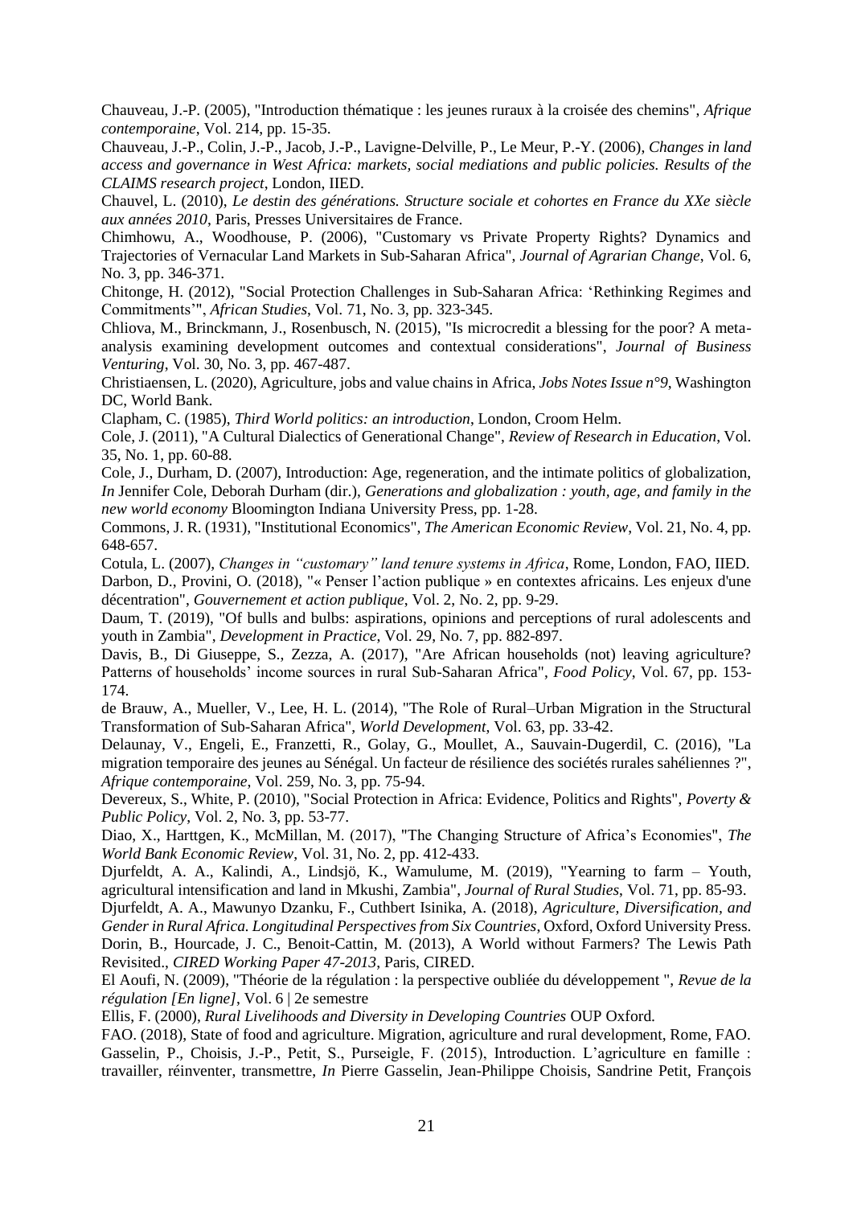Chauveau, J.-P. (2005), "Introduction thématique : les jeunes ruraux à la croisée des chemins", *Afrique contemporaine*, Vol. 214, pp. 15-35.

Chauveau, J.-P., Colin, J.-P., Jacob, J.-P., Lavigne-Delville, P., Le Meur, P.-Y. (2006), *Changes in land access and governance in West Africa: markets, social mediations and public policies. Results of the CLAIMS research project*, London, IIED.

Chauvel, L. (2010), *Le destin des générations. Structure sociale et cohortes en France du XXe siècle aux années 2010*, Paris, Presses Universitaires de France.

Chimhowu, A., Woodhouse, P. (2006), "Customary vs Private Property Rights? Dynamics and Trajectories of Vernacular Land Markets in Sub-Saharan Africa", *Journal of Agrarian Change*, Vol. 6, No. 3, pp. 346-371.

Chitonge, H. (2012), "Social Protection Challenges in Sub-Saharan Africa: 'Rethinking Regimes and Commitments'", *African Studies*, Vol. 71, No. 3, pp. 323-345.

Chliova, M., Brinckmann, J., Rosenbusch, N. (2015), "Is microcredit a blessing for the poor? A meta-analysis examining development outcomes and contextual considerations", *Journal of Business Venturing*, Vol. 30, No. 3, pp. 467-487.

Christiaensen, L. (2020), Agriculture, jobs and value chains in Africa, *Jobs Notes Issue n°9*, Washington DC, World Bank.

Clapham, C. (1985), *Third World politics: an introduction*, London, Croom Helm.

Cole, J. (2011), "A Cultural Dialectics of Generational Change", *Review of Research in Education*, Vol. 35, No. 1, pp. 60-88.

Cole, J., Durham, D. (2007), Introduction: Age, regeneration, and the intimate politics of globalization, *In* Jennifer Cole, Deborah Durham (dir.), *Generations and globalization : youth, age, and family in the new world economy* Bloomington Indiana University Press, pp. 1-28.

Commons, J. R. (1931), "Institutional Economics", *The American Economic Review*, Vol. 21, No. 4, pp. 648-657.

Cotula, L. (2007), *Changes in "customary" land tenure systems in Africa*, Rome, London, FAO, IIED.

Darbon, D., Provini, O. (2018), "« Penser l'action publique » en contextes africains. Les enjeux d'une décentration", *Gouvernement et action publique*, Vol. 2, No. 2, pp. 9-29.

Daum, T. (2019), "Of bulls and bulbs: aspirations, opinions and perceptions of rural adolescents and youth in Zambia", *Development in Practice*, Vol. 29, No. 7, pp. 882-897.

Davis, B., Di Giuseppe, S., Zezza, A. (2017), "Are African households (not) leaving agriculture? Patterns of households' income sources in rural Sub-Saharan Africa", *Food Policy*, Vol. 67, pp. 153-174.

de Brauw, A., Mueller, V., Lee, H. L. (2014), "The Role of Rural–Urban Migration in the Structural Transformation of Sub-Saharan Africa", *World Development*, Vol. 63, pp. 33-42.

Delaunay, V., Engeli, E., Franzetti, R., Golay, G., Moullet, A., Sauvain-Dugerdil, C. (2016), "La migration temporaire des jeunes au Sénégal. Un facteur de résilience des sociétés rurales sahéliennes ?", *Afrique contemporaine*, Vol. 259, No. 3, pp. 75-94.

Devereux, S., White, P. (2010), "Social Protection in Africa: Evidence, Politics and Rights", *Poverty & Public Policy*, Vol. 2, No. 3, pp. 53-77.

Diao, X., Harttgen, K., McMillan, M. (2017), "The Changing Structure of Africa's Economies", *The World Bank Economic Review*, Vol. 31, No. 2, pp. 412-433.

Djurfeldt, A. A., Kalindi, A., Lindsjö, K., Wamulume, M. (2019), "Yearning to farm – Youth, agricultural intensification and land in Mkushi, Zambia", *Journal of Rural Studies*, Vol. 71, pp. 85-93.

Djurfeldt, A. A., Mawunyo Dzanku, F., Cuthbert Isinika, A. (2018), *Agriculture, Diversification, and Gender in Rural Africa. Longitudinal Perspectives from Six Countries*, Oxford, Oxford University Press.

Dorin, B., Hourcade, J. C., Benoit-Cattin, M. (2013), A World without Farmers? The Lewis Path Revisited., *CIRED Working Paper 47-2013*, Paris, CIRED.

El Aoufi, N. (2009), "Théorie de la régulation : la perspective oubliée du développement ", *Revue de la régulation [En ligne]*, Vol. 6 | 2e semestre

Ellis, F. (2000), *Rural Livelihoods and Diversity in Developing Countries* OUP Oxford.

FAO. (2018), State of food and agriculture. Migration, agriculture and rural development, Rome, FAO.

Gasselin, P., Choisis, J.-P., Petit, S., Purseigle, F. (2015), Introduction. L'agriculture en famille : travailler, réinventer, transmettre, *In* Pierre Gasselin, Jean-Philippe Choisis, Sandrine Petit, François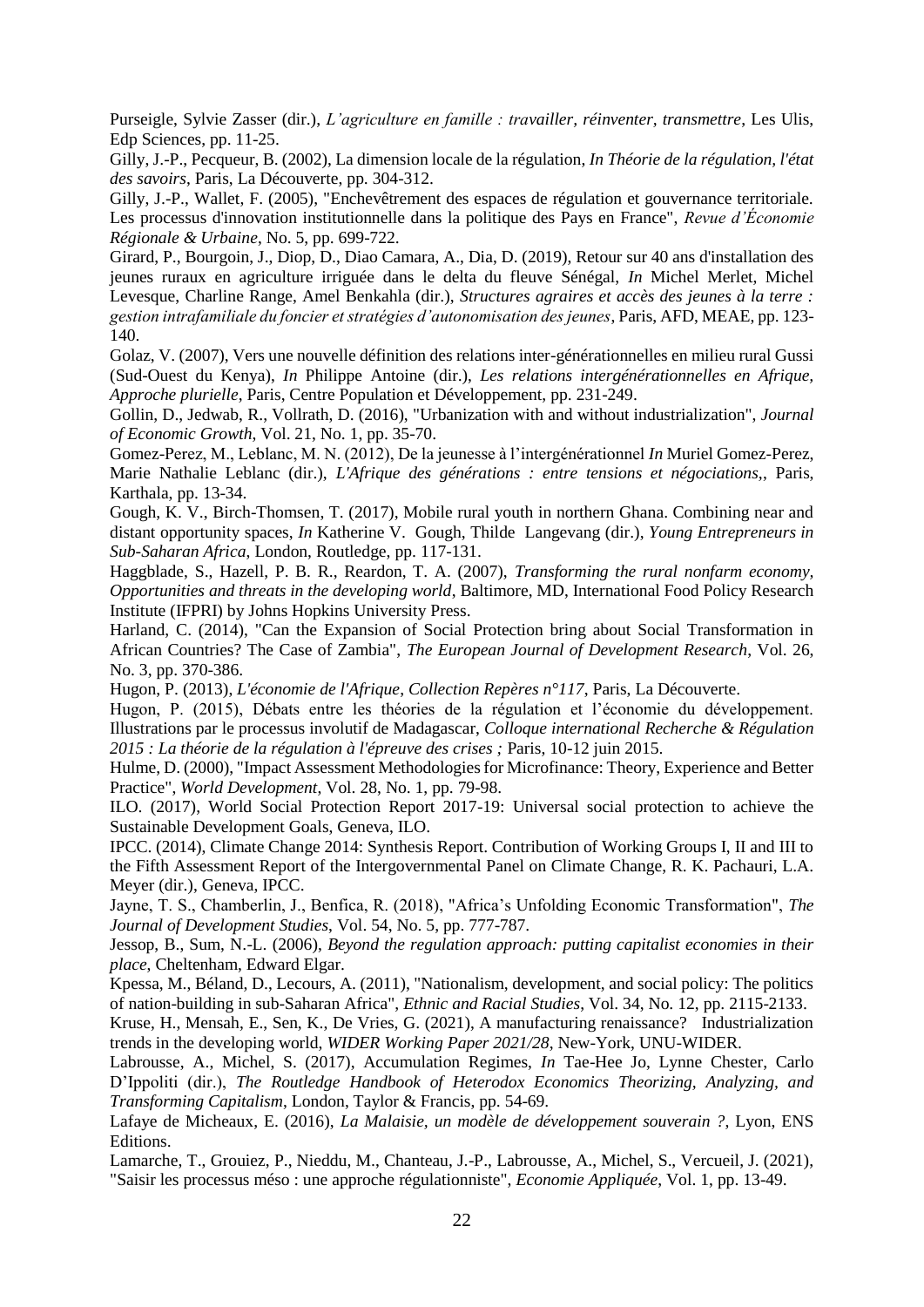Purseigle, Sylvie Zasser (dir.), *L'agriculture en famille : travailler, réinventer, transmettre*, Les Ulis, Edp Sciences, pp. 11-25.

Gilly, J.-P., Pecqueur, B. (2002), La dimension locale de la régulation, *In Théorie de la régulation, l'état des savoirs*, Paris, La Découverte, pp. 304-312.

Gilly, J.-P., Wallet, F. (2005), "Enchevêtrement des espaces de régulation et gouvernance territoriale. Les processus d'innovation institutionnelle dans la politique des Pays en France", *Revue d'Économie Régionale & Urbaine*, No. 5, pp. 699-722.

Girard, P., Bourgoin, J., Diop, D., Diao Camara, A., Dia, D. (2019), Retour sur 40 ans d'installation des jeunes ruraux en agriculture irriguée dans le delta du fleuve Sénégal, *In* Michel Merlet, Michel Levesque, Charline Range, Amel Benkahla (dir.), *Structures agraires et accès des jeunes à la terre : gestion intrafamiliale du foncier et stratégies d'autonomisation des jeunes*, Paris, AFD, MEAE, pp. 123-140.

Golaz, V. (2007), Vers une nouvelle définition des relations inter-générationnelles en milieu rural Gussi (Sud-Ouest du Kenya), *In* Philippe Antoine (dir.), *Les relations intergénérationnelles en Afrique, Approche plurielle*, Paris, Centre Population et Développement, pp. 231-249.

Gollin, D., Jedwab, R., Vollrath, D. (2016), "Urbanization with and without industrialization", *Journal of Economic Growth*, Vol. 21, No. 1, pp. 35-70.

Gomez-Perez, M., Leblanc, M. N. (2012), De la jeunesse à l'intergénérationnel *In* Muriel Gomez-Perez, Marie Nathalie Leblanc (dir.), *L'Afrique des générations : entre tensions et négociations*,, Paris, Karthala, pp. 13-34.

Gough, K. V., Birch-Thomsen, T. (2017), Mobile rural youth in northern Ghana. Combining near and distant opportunity spaces, *In* Katherine V. Gough, Thilde Langevang (dir.), *Young Entrepreneurs in Sub-Saharan Africa*, London, Routledge, pp. 117-131.

Haggblade, S., Hazell, P. B. R., Reardon, T. A. (2007), *Transforming the rural nonfarm economy, Opportunities and threats in the developing world*, Baltimore, MD, International Food Policy Research Institute (IFPRI) by Johns Hopkins University Press.

Harland, C. (2014), "Can the Expansion of Social Protection bring about Social Transformation in African Countries? The Case of Zambia", *The European Journal of Development Research*, Vol. 26, No. 3, pp. 370-386.

Hugon, P. (2013), *L'économie de l'Afrique, Collection Repères n°117*, Paris, La Découverte.

Hugon, P. (2015), Débats entre les théories de la régulation et l'économie du développement. Illustrations par le processus involutif de Madagascar, *Colloque international Recherche & Régulation 2015 : La théorie de la régulation à l'épreuve des crises ;* Paris, 10-12 juin 2015.

Hulme, D. (2000), "Impact Assessment Methodologies for Microfinance: Theory, Experience and Better Practice", *World Development*, Vol. 28, No. 1, pp. 79-98.

ILO. (2017), World Social Protection Report 2017-19: Universal social protection to achieve the Sustainable Development Goals, Geneva, ILO.

IPCC. (2014), Climate Change 2014: Synthesis Report. Contribution of Working Groups I, II and III to the Fifth Assessment Report of the Intergovernmental Panel on Climate Change, R. K. Pachauri, L.A. Meyer (dir.), Geneva, IPCC.

Jayne, T. S., Chamberlin, J., Benfica, R. (2018), "Africa's Unfolding Economic Transformation", *The Journal of Development Studies*, Vol. 54, No. 5, pp. 777-787.

Jessop, B., Sum, N.-L. (2006), *Beyond the regulation approach: putting capitalist economies in their place*, Cheltenham, Edward Elgar.

Kpessa, M., Béland, D., Lecours, A. (2011), "Nationalism, development, and social policy: The politics of nation-building in sub-Saharan Africa", *Ethnic and Racial Studies*, Vol. 34, No. 12, pp. 2115-2133.

Kruse, H., Mensah, E., Sen, K., De Vries, G. (2021), A manufacturing renaissance? Industrialization trends in the developing world, *WIDER Working Paper 2021/28*, New-York, UNU-WIDER.

Labrousse, A., Michel, S. (2017), Accumulation Regimes, *In* Tae-Hee Jo, Lynne Chester, Carlo D'Ippoliti (dir.), *The Routledge Handbook of Heterodox Economics Theorizing, Analyzing, and Transforming Capitalism*, London, Taylor & Francis, pp. 54-69.

Lafaye de Micheaux, E. (2016), *La Malaisie, un modèle de développement souverain ?*, Lyon, ENS Editions.

Lamarche, T., Grouiez, P., Nieddu, M., Chanteau, J.-P., Labrousse, A., Michel, S., Vercueil, J. (2021), "Saisir les processus méso : une approche régulationniste", *Economie Appliquée*, Vol. 1, pp. 13-49.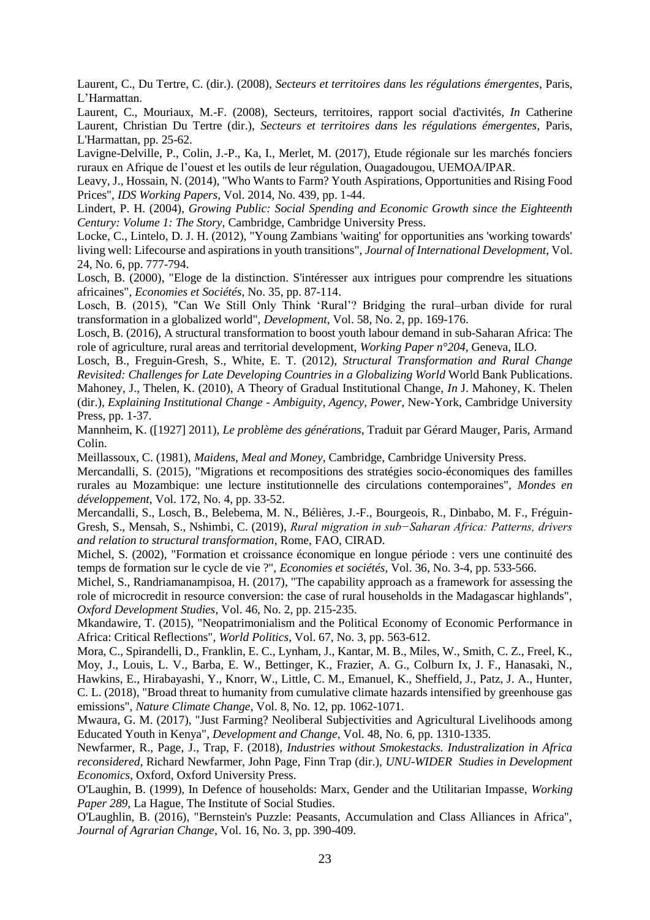Laurent, C., Du Tertre, C. (dir.). (2008), *Secteurs et territoires dans les régulations émergentes*, Paris, L'Harmattan.

Laurent, C., Mouriaux, M.-F. (2008), Secteurs, territoires, rapport social d'activités, *In* Catherine Laurent, Christian Du Tertre (dir.), *Secteurs et territoires dans les régulations émergentes*, Paris, L'Harmattan, pp. 25-62.

Lavigne-Delville, P., Colin, J.-P., Ka, I., Merlet, M. (2017), Etude régionale sur les marchés fonciers ruraux en Afrique de l'ouest et les outils de leur régulation, Ouagadougou, UEMOA/IPAR.

Leavy, J., Hossain, N. (2014), "Who Wants to Farm? Youth Aspirations, Opportunities and Rising Food Prices", *IDS Working Papers*, Vol. 2014, No. 439, pp. 1-44.

Lindert, P. H. (2004), *Growing Public: Social Spending and Economic Growth since the Eighteenth Century: Volume 1: The Story*, Cambridge, Cambridge University Press.

Locke, C., Lintelo, D. J. H. (2012), "Young Zambians 'waiting' for opportunities ans 'working towards' living well: Lifecourse and aspirations in youth transitions", *Journal of International Development*, Vol. 24, No. 6, pp. 777-794.

Losch, B. (2000), "Eloge de la distinction. S'intéresser aux intrigues pour comprendre les situations africaines", *Economies et Sociétés*, No. 35, pp. 87-114.

Losch, B. (2015), "Can We Still Only Think 'Rural'? Bridging the rural–urban divide for rural transformation in a globalized world", *Development*, Vol. 58, No. 2, pp. 169-176.

Losch, B. (2016), A structural transformation to boost youth labour demand in sub-Saharan Africa: The role of agriculture, rural areas and territorial development, *Working Paper n°204*, Geneva, ILO.

Losch, B., Freguin-Gresh, S., White, E. T. (2012), *Structural Transformation and Rural Change Revisited: Challenges for Late Developing Countries in a Globalizing World* World Bank Publications.

Mahoney, J., Thelen, K. (2010), A Theory of Gradual Institutional Change, *In* J. Mahoney, K. Thelen (dir.), *Explaining Institutional Change - Ambiguity, Agency, Power*, New-York, Cambridge University Press, pp. 1-37.

Mannheim, K. ([1927] 2011), *Le problème des générations*, Traduit par Gérard Mauger, Paris, Armand Colin.

Meillassoux, C. (1981), *Maidens, Meal and Money*, Cambridge, Cambridge University Press.

Mercandalli, S. (2015), "Migrations et recompositions des stratégies socio-économiques des familles rurales au Mozambique: une lecture institutionnelle des circulations contemporaines", *Mondes en développement*, Vol. 172, No. 4, pp. 33-52.

Mercandalli, S., Losch, B., Belebema, M. N., Bélières, J.-F., Bourgeois, R., Dinbabo, M. F., Fréguin-Gresh, S., Mensah, S., Nshimbi, C. (2019), *Rural migration in sub−Saharan Africa: Patterns, drivers and relation to structural transformation*, Rome, FAO, CIRAD.

Michel, S. (2002), "Formation et croissance économique en longue période : vers une continuité des temps de formation sur le cycle de vie ?", *Economies et sociétés*, Vol. 36, No. 3-4, pp. 533-566.

Michel, S., Randriamanampisoa, H. (2017), "The capability approach as a framework for assessing the role of microcredit in resource conversion: the case of rural households in the Madagascar highlands", *Oxford Development Studies*, Vol. 46, No. 2, pp. 215-235.

Mkandawire, T. (2015), "Neopatrimonialism and the Political Economy of Economic Performance in Africa: Critical Reflections", *World Politics*, Vol. 67, No. 3, pp. 563-612.

Mora, C., Spirandelli, D., Franklin, E. C., Lynham, J., Kantar, M. B., Miles, W., Smith, C. Z., Freel, K., Moy, J., Louis, L. V., Barba, E. W., Bettinger, K., Frazier, A. G., Colburn Ix, J. F., Hanasaki, N., Hawkins, E., Hirabayashi, Y., Knorr, W., Little, C. M., Emanuel, K., Sheffield, J., Patz, J. A., Hunter, C. L. (2018), "Broad threat to humanity from cumulative climate hazards intensified by greenhouse gas emissions", *Nature Climate Change*, Vol. 8, No. 12, pp. 1062-1071.

Mwaura, G. M. (2017), "Just Farming? Neoliberal Subjectivities and Agricultural Livelihoods among Educated Youth in Kenya", *Development and Change*, Vol. 48, No. 6, pp. 1310-1335.

Newfarmer, R., Page, J., Trap, F. (2018), *Industries without Smokestacks. Industralization in Africa reconsidered*, Richard Newfarmer, John Page, Finn Trap (dir.), *UNU-WIDER Studies in Development Economics*, Oxford, Oxford University Press.

O'Laughin, B. (1999), In Defence of households: Marx, Gender and the Utilitarian Impasse, *Working Paper 289*, La Hague, The Institute of Social Studies.

O'Laughlin, B. (2016), "Bernstein's Puzzle: Peasants, Accumulation and Class Alliances in Africa", *Journal of Agrarian Change*, Vol. 16, No. 3, pp. 390-409.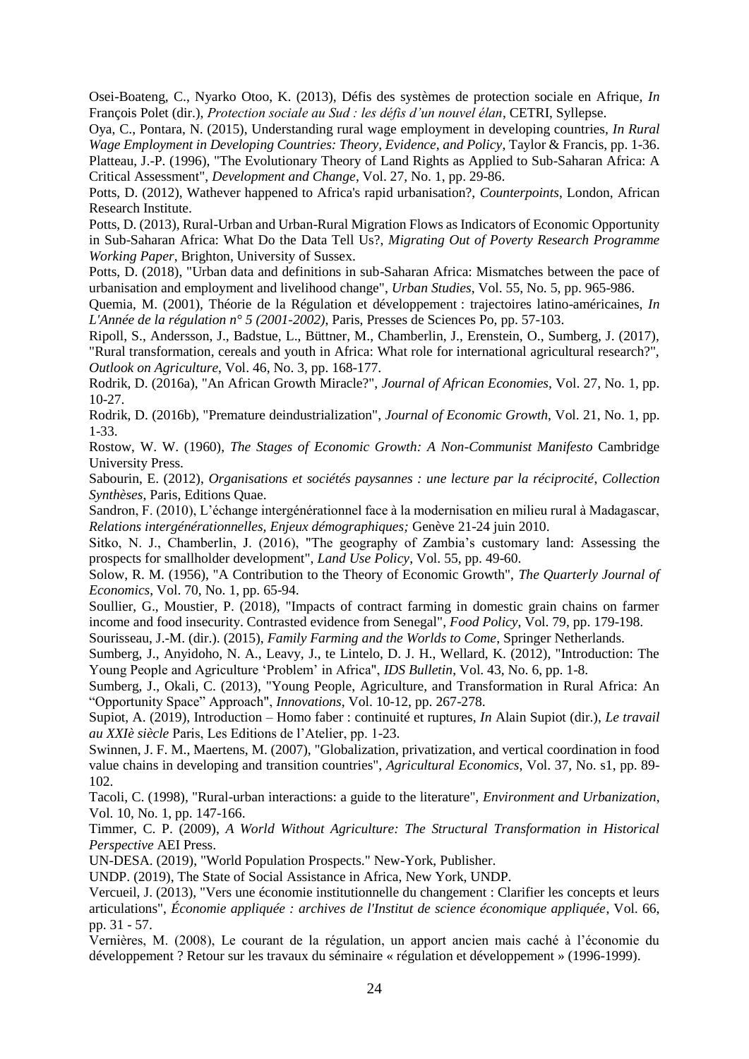Osei-Boateng, C., Nyarko Otoo, K. (2013), Défis des systèmes de protection sociale en Afrique, *In* François Polet (dir.), *Protection sociale au Sud : les défis d'un nouvel élan*, CETRI, Syllepse.

Oya, C., Pontara, N. (2015), Understanding rural wage employment in developing countries, *In Rural Wage Employment in Developing Countries: Theory, Evidence, and Policy*, Taylor & Francis, pp. 1-36.

Platteau, J.-P. (1996), "The Evolutionary Theory of Land Rights as Applied to Sub-Saharan Africa: A Critical Assessment", *Development and Change*, Vol. 27, No. 1, pp. 29-86.

Potts, D. (2012), Wathever happened to Africa's rapid urbanisation?, *Counterpoints*, London, African Research Institute.

Potts, D. (2013), Rural-Urban and Urban-Rural Migration Flows as Indicators of Economic Opportunity in Sub-Saharan Africa: What Do the Data Tell Us?, *Migrating Out of Poverty Research Programme Working Paper*, Brighton, University of Sussex.

Potts, D. (2018), "Urban data and definitions in sub-Saharan Africa: Mismatches between the pace of urbanisation and employment and livelihood change", *Urban Studies*, Vol. 55, No. 5, pp. 965-986.

Quemia, M. (2001), Théorie de la Régulation et développement : trajectoires latino-américaines, *In L'Année de la régulation n° 5 (2001-2002)*, Paris, Presses de Sciences Po, pp. 57-103.

Ripoll, S., Andersson, J., Badstue, L., Büttner, M., Chamberlin, J., Erenstein, O., Sumberg, J. (2017), "Rural transformation, cereals and youth in Africa: What role for international agricultural research?", *Outlook on Agriculture*, Vol. 46, No. 3, pp. 168-177.

Rodrik, D. (2016a), "An African Growth Miracle?", *Journal of African Economies*, Vol. 27, No. 1, pp. 10-27.

Rodrik, D. (2016b), "Premature deindustrialization", *Journal of Economic Growth*, Vol. 21, No. 1, pp. 1-33.

Rostow, W. W. (1960), *The Stages of Economic Growth: A Non-Communist Manifesto* Cambridge University Press.

Sabourin, E. (2012), *Organisations et sociétés paysannes : une lecture par la réciprocité*, *Collection Synthèses*, Paris, Editions Quae.

Sandron, F. (2010), L'échange intergénérationnel face à la modernisation en milieu rural à Madagascar, *Relations intergénérationnelles, Enjeux démographiques;* Genève 21-24 juin 2010.

Sitko, N. J., Chamberlin, J. (2016), "The geography of Zambia's customary land: Assessing the prospects for smallholder development", *Land Use Policy*, Vol. 55, pp. 49-60.

Solow, R. M. (1956), "A Contribution to the Theory of Economic Growth", *The Quarterly Journal of Economics*, Vol. 70, No. 1, pp. 65-94.

Soullier, G., Moustier, P. (2018), "Impacts of contract farming in domestic grain chains on farmer income and food insecurity. Contrasted evidence from Senegal", *Food Policy*, Vol. 79, pp. 179-198.

Sourisseau, J.-M. (dir.). (2015), *Family Farming and the Worlds to Come*, Springer Netherlands.

Sumberg, J., Anyidoho, N. A., Leavy, J., te Lintelo, D. J. H., Wellard, K. (2012), "Introduction: The Young People and Agriculture 'Problem' in Africa", *IDS Bulletin*, Vol. 43, No. 6, pp. 1-8.

Sumberg, J., Okali, C. (2013), "Young People, Agriculture, and Transformation in Rural Africa: An "Opportunity Space" Approach", *Innovations*, Vol. 10-12, pp. 267-278.

Supiot, A. (2019), Introduction – Homo faber : continuité et ruptures, *In* Alain Supiot (dir.), *Le travail au XXIè siècle* Paris, Les Editions de l'Atelier, pp. 1-23.

Swinnen, J. F. M., Maertens, M. (2007), "Globalization, privatization, and vertical coordination in food value chains in developing and transition countries", *Agricultural Economics*, Vol. 37, No. s1, pp. 89-102.

Tacoli, C. (1998), "Rural-urban interactions: a guide to the literature", *Environment and Urbanization*, Vol. 10, No. 1, pp. 147-166.

Timmer, C. P. (2009), *A World Without Agriculture: The Structural Transformation in Historical Perspective* AEI Press.

UN-DESA. (2019), "World Population Prospects." New-York, Publisher.

UNDP. (2019), The State of Social Assistance in Africa, New York, UNDP.

Vercueil, J. (2013), "Vers une économie institutionnelle du changement : Clarifier les concepts et leurs articulations", *Économie appliquée : archives de l'Institut de science économique appliquée*, Vol. 66, pp. 31 - 57.

Vernières, M. (2008), Le courant de la régulation, un apport ancien mais caché à l'économie du développement ? Retour sur les travaux du séminaire « régulation et développement » (1996-1999).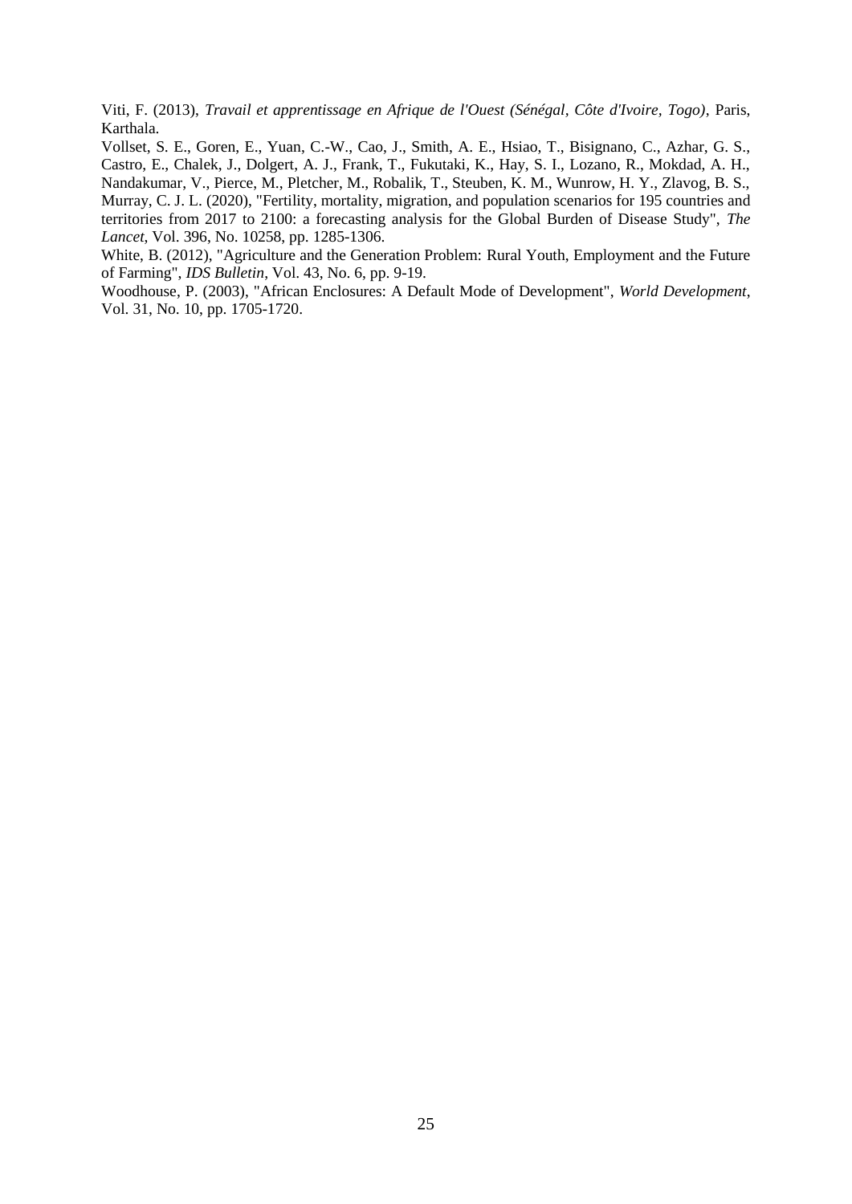Viti, F. (2013), *Travail et apprentissage en Afrique de l'Ouest (Sénégal, Côte d'Ivoire, Togo)*, Paris, Karthala.

Vollset, S. E., Goren, E., Yuan, C.-W., Cao, J., Smith, A. E., Hsiao, T., Bisignano, C., Azhar, G. S., Castro, E., Chalek, J., Dolgert, A. J., Frank, T., Fukutaki, K., Hay, S. I., Lozano, R., Mokdad, A. H., Nandakumar, V., Pierce, M., Pletcher, M., Robalik, T., Steuben, K. M., Wunrow, H. Y., Zlavog, B. S., Murray, C. J. L. (2020), "Fertility, mortality, migration, and population scenarios for 195 countries and territories from 2017 to 2100: a forecasting analysis for the Global Burden of Disease Study", *The Lancet*, Vol. 396, No. 10258, pp. 1285-1306.

White, B. (2012), "Agriculture and the Generation Problem: Rural Youth, Employment and the Future of Farming", *IDS Bulletin*, Vol. 43, No. 6, pp. 9-19.

Woodhouse, P. (2003), "African Enclosures: A Default Mode of Development", *World Development*, Vol. 31, No. 10, pp. 1705-1720.